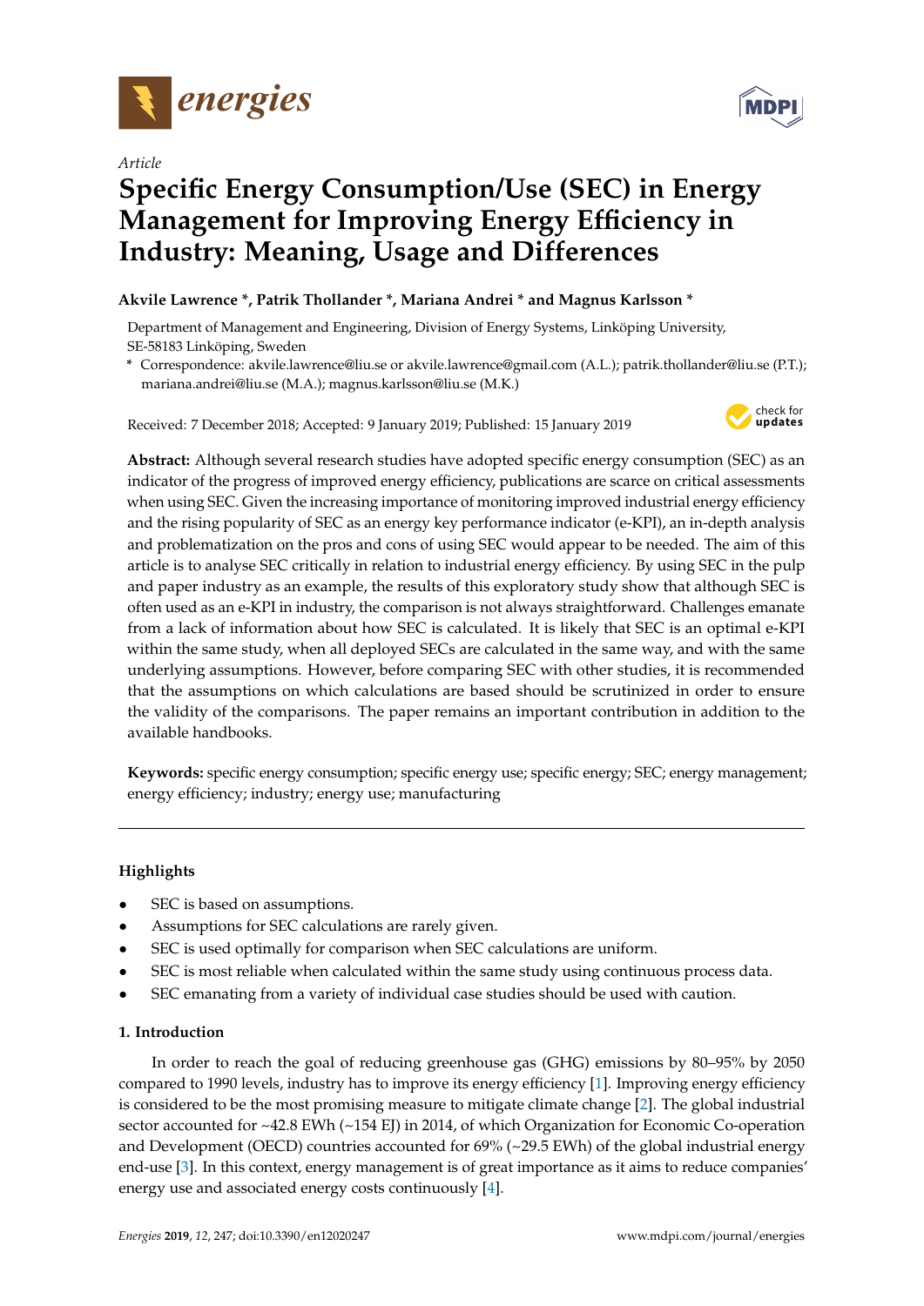*Article*

# Specific Energy Consumption/Use (SEC) in Energy Management for Improving Energy Efficiency in Industry: Meaning, Usage and Differences

**Akvile Lawrence \*, Patrik Thollander \*, Mariana Andrei \* and Magnus Karlsson \***

Department of Management and Engineering, Division of Energy Systems, Linköping University, SE-58183 Linköping, Sweden

\* Correspondence: akvile.lawrence@liu.se or akvile.lawrence@gmail.com (A.L.); patrik.thollander@liu.se (P.T.); mariana.andrei@liu.se (M.A.); magnus.karlsson@liu.se (M.K.)

Received: 7 December 2018; Accepted: 9 January 2019; Published: 15 January 2019

**Abstract:** Although several research studies have adopted specific energy consumption (SEC) as an indicator of the progress of improved energy efficiency, publications are scarce on critical assessments when using SEC. Given the increasing importance of monitoring improved industrial energy efficiency and the rising popularity of SEC as an energy key performance indicator (e-KPI), an in-depth analysis and problematization on the pros and cons of using SEC would appear to be needed. The aim of this article is to analyse SEC critically in relation to industrial energy efficiency. By using SEC in the pulp and paper industry as an example, the results of this exploratory study show that although SEC is often used as an e-KPI in industry, the comparison is not always straightforward. Challenges emanate from a lack of information about how SEC is calculated. It is likely that SEC is an optimal e-KPI within the same study, when all deployed SECs are calculated in the same way, and with the same underlying assumptions. However, before comparing SEC with other studies, it is recommended that the assumptions on which calculations are based should be scrutinized in order to ensure the validity of the comparisons. The paper remains an important contribution in addition to the available handbooks.

**Keywords:** specific energy consumption; specific energy use; specific energy; SEC; energy management; energy efficiency; industry; energy use; manufacturing

---

## Highlights

- SEC is based on assumptions.
- Assumptions for SEC calculations are rarely given.
- SEC is used optimally for comparison when SEC calculations are uniform.
- SEC is most reliable when calculated within the same study using continuous process data.
- SEC emanating from a variety of individual case studies should be used with caution.

## 1. Introduction

In order to reach the goal of reducing greenhouse gas (GHG) emissions by 80–95% by 2050 compared to 1990 levels, industry has to improve its energy efficiency [1]. Improving energy efficiency is considered to be the most promising measure to mitigate climate change [2]. The global industrial sector accounted for ~42.8 EWh (~154 EJ) in 2014, of which Organization for Economic Co-operation and Development (OECD) countries accounted for 69% (~29.5 EWh) of the global industrial energy end-use [3]. In this context, energy management is of great importance as it aims to reduce companies' energy use and associated energy costs continuously [4].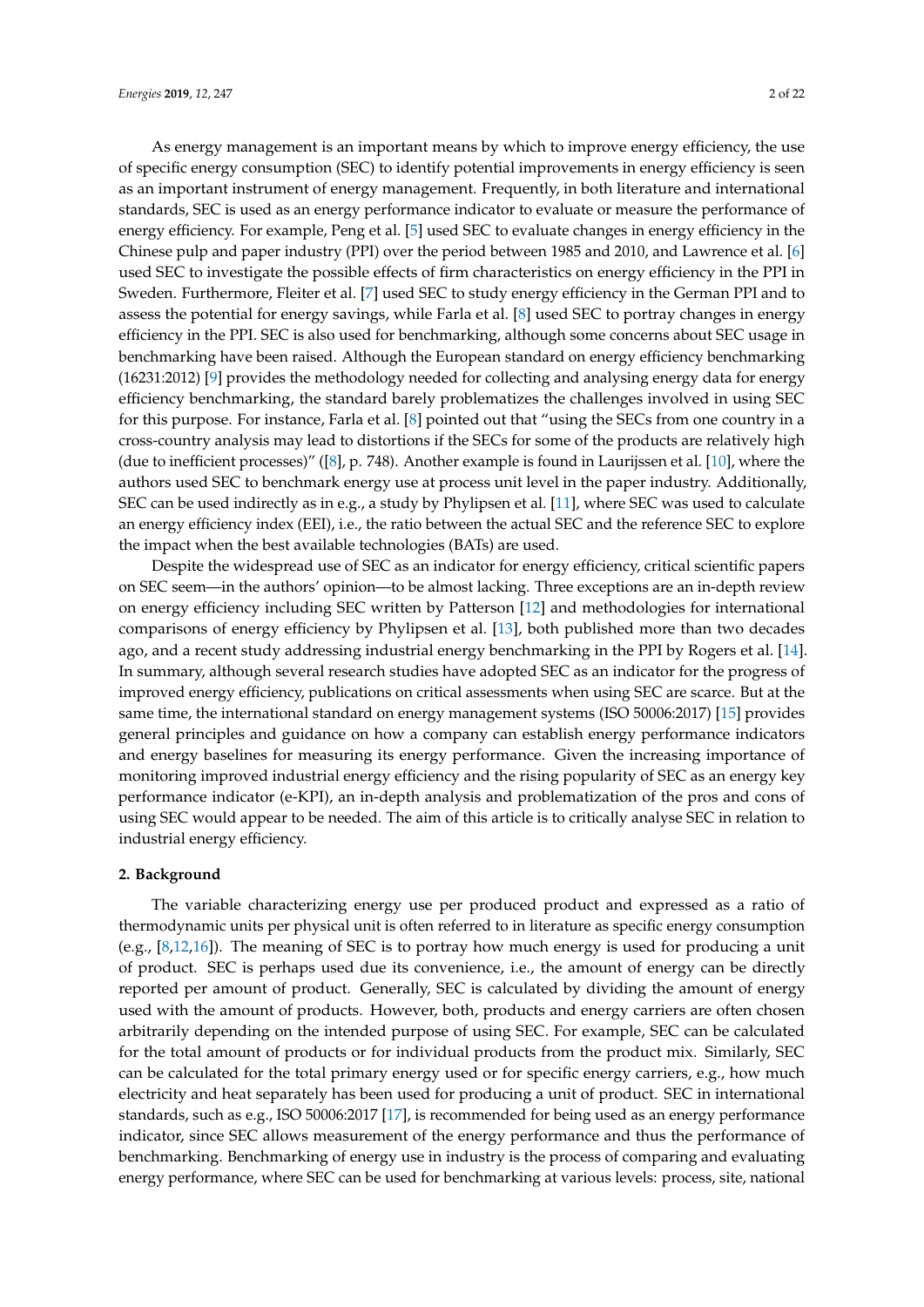As energy management is an important means by which to improve energy efficiency, the use of specific energy consumption (SEC) to identify potential improvements in energy efficiency is seen as an important instrument of energy management. Frequently, in both literature and international standards, SEC is used as an energy performance indicator to evaluate or measure the performance of energy efficiency. For example, Peng et al. [5] used SEC to evaluate changes in energy efficiency in the Chinese pulp and paper industry (PPI) over the period between 1985 and 2010, and Lawrence et al. [6] used SEC to investigate the possible effects of firm characteristics on energy efficiency in the PPI in Sweden. Furthermore, Fleiter et al. [7] used SEC to study energy efficiency in the German PPI and to assess the potential for energy savings, while Farla et al. [8] used SEC to portray changes in energy efficiency in the PPI. SEC is also used for benchmarking, although some concerns about SEC usage in benchmarking have been raised. Although the European standard on energy efficiency benchmarking (16231:2012) [9] provides the methodology needed for collecting and analysing energy data for energy efficiency benchmarking, the standard barely problematizes the challenges involved in using SEC for this purpose. For instance, Farla et al. [8] pointed out that "using the SECs from one country in a cross-country analysis may lead to distortions if the SECs for some of the products are relatively high (due to inefficient processes)" ([8], p. 748). Another example is found in Laurijssen et al. [10], where the authors used SEC to benchmark energy use at process unit level in the paper industry. Additionally, SEC can be used indirectly as in e.g., a study by Phylipsen et al. [11], where SEC was used to calculate an energy efficiency index (EEI), i.e., the ratio between the actual SEC and the reference SEC to explore the impact when the best available technologies (BATs) are used.

Despite the widespread use of SEC as an indicator for energy efficiency, critical scientific papers on SEC seem—in the authors' opinion—to be almost lacking. Three exceptions are an in-depth review on energy efficiency including SEC written by Patterson [12] and methodologies for international comparisons of energy efficiency by Phylipsen et al. [13], both published more than two decades ago, and a recent study addressing industrial energy benchmarking in the PPI by Rogers et al. [14]. In summary, although several research studies have adopted SEC as an indicator for the progress of improved energy efficiency, publications on critical assessments when using SEC are scarce. But at the same time, the international standard on energy management systems (ISO 50006:2017) [15] provides general principles and guidance on how a company can establish energy performance indicators and energy baselines for measuring its energy performance. Given the increasing importance of monitoring improved industrial energy efficiency and the rising popularity of SEC as an energy key performance indicator (e-KPI), an in-depth analysis and problematization of the pros and cons of using SEC would appear to be needed. The aim of this article is to critically analyse SEC in relation to industrial energy efficiency.

## 2. Background

The variable characterizing energy use per produced product and expressed as a ratio of thermodynamic units per physical unit is often referred to in literature as specific energy consumption (e.g., [8,12,16]). The meaning of SEC is to portray how much energy is used for producing a unit of product. SEC is perhaps used due its convenience, i.e., the amount of energy can be directly reported per amount of product. Generally, SEC is calculated by dividing the amount of energy used with the amount of products. However, both, products and energy carriers are often chosen arbitrarily depending on the intended purpose of using SEC. For example, SEC can be calculated for the total amount of products or for individual products from the product mix. Similarly, SEC can be calculated for the total primary energy used or for specific energy carriers, e.g., how much electricity and heat separately has been used for producing a unit of product. SEC in international standards, such as e.g., ISO 50006:2017 [17], is recommended for being used as an energy performance indicator, since SEC allows measurement of the energy performance and thus the performance of benchmarking. Benchmarking of energy use in industry is the process of comparing and evaluating energy performance, where SEC can be used for benchmarking at various levels: process, site, national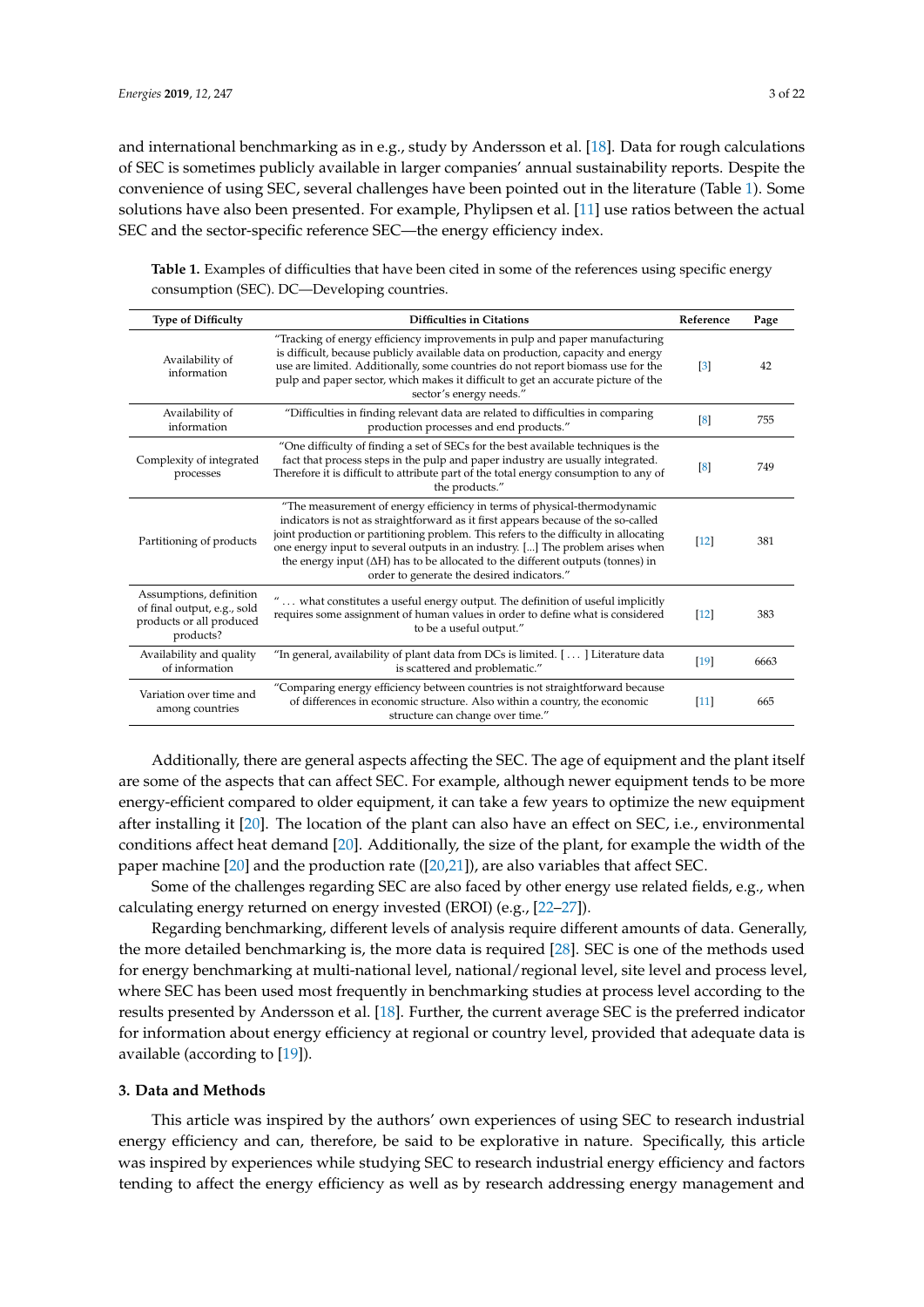and international benchmarking as in e.g., study by Andersson et al. [18]. Data for rough calculations of SEC is sometimes publicly available in larger companies' annual sustainability reports. Despite the convenience of using SEC, several challenges have been pointed out in the literature (Table 1). Some solutions have also been presented. For example, Phylipsen et al. [11] use ratios between the actual SEC and the sector-specific reference SEC—the energy efficiency index.

**Table 1.** Examples of difficulties that have been cited in some of the references using specific energy consumption (SEC). DC—Developing countries.

| Type of Difficulty | Difficulties in Citations | Reference | Page |
|---|---|---|---|
| Availability of information | "Tracking of energy efficiency improvements in pulp and paper manufacturing is difficult, because publicly available data on production, capacity and energy use are limited. Additionally, some countries do not report biomass use for the pulp and paper sector, which makes it difficult to get an accurate picture of the sector's energy needs." | [3] | 42 |
| Availability of information | "Difficulties in finding relevant data are related to difficulties in comparing production processes and end products." | [8] | 755 |
| Complexity of integrated processes | "One difficulty of finding a set of SECs for the best available techniques is the fact that process steps in the pulp and paper industry are usually integrated. Therefore it is difficult to attribute part of the total energy consumption to any of the products." | [8] | 749 |
| Partitioning of products | "The measurement of energy efficiency in terms of physical-thermodynamic indicators is not as straightforward as it first appears because of the so-called joint production or partitioning problem. This refers to the difficulty in allocating one energy input to several outputs in an industry. [...] The problem arises when the energy input (ΔH) has to be allocated to the different outputs (tonnes) in order to generate the desired indicators." | [12] | 381 |
| Assumptions, definition of final output, e.g., sold products or all produced products? | " . . . what constitutes a useful energy output. The definition of useful implicitly requires some assignment of human values in order to define what is considered to be a useful output." | [12] | 383 |
| Availability and quality of information | "In general, availability of plant data from DCs is limited. [ . . . ] Literature data is scattered and problematic." | [19] | 6663 |
| Variation over time and among countries | "Comparing energy efficiency between countries is not straightforward because of differences in economic structure. Also within a country, the economic structure can change over time." | [11] | 665 |

Additionally, there are general aspects affecting the SEC. The age of equipment and the plant itself are some of the aspects that can affect SEC. For example, although newer equipment tends to be more energy-efficient compared to older equipment, it can take a few years to optimize the new equipment after installing it [20]. The location of the plant can also have an effect on SEC, i.e., environmental conditions affect heat demand [20]. Additionally, the size of the plant, for example the width of the paper machine [20] and the production rate ([20,21]), are also variables that affect SEC.

Some of the challenges regarding SEC are also faced by other energy use related fields, e.g., when calculating energy returned on energy invested (EROI) (e.g., [22–27]).

Regarding benchmarking, different levels of analysis require different amounts of data. Generally, the more detailed benchmarking is, the more data is required [28]. SEC is one of the methods used for energy benchmarking at multi-national level, national/regional level, site level and process level, where SEC has been used most frequently in benchmarking studies at process level according to the results presented by Andersson et al. [18]. Further, the current average SEC is the preferred indicator for information about energy efficiency at regional or country level, provided that adequate data is available (according to [19]).

## 3. Data and Methods

This article was inspired by the authors' own experiences of using SEC to research industrial energy efficiency and can, therefore, be said to be explorative in nature. Specifically, this article was inspired by experiences while studying SEC to research industrial energy efficiency and factors tending to affect the energy efficiency as well as by research addressing energy management and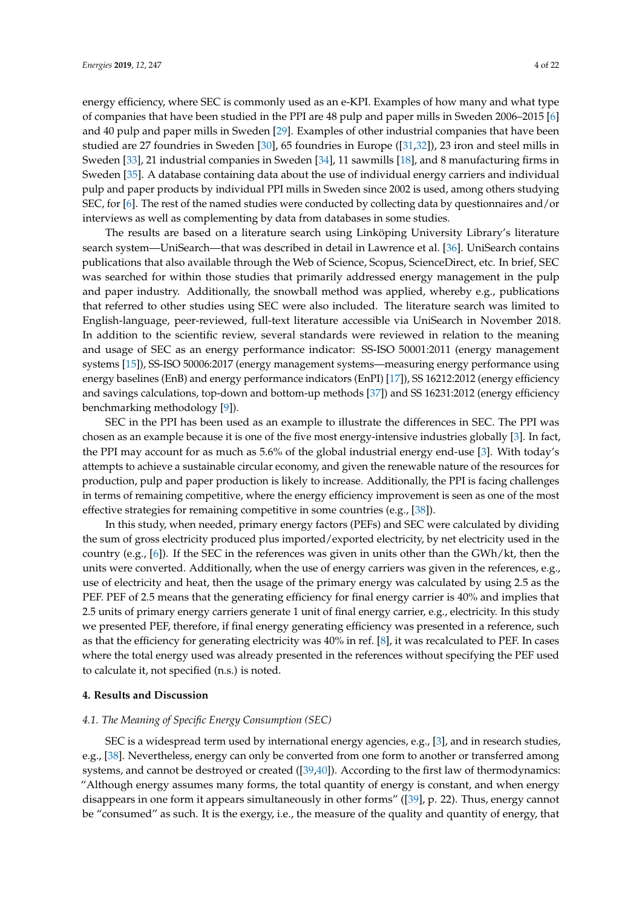energy efficiency, where SEC is commonly used as an e-KPI. Examples of how many and what type of companies that have been studied in the PPI are 48 pulp and paper mills in Sweden 2006–2015 [6] and 40 pulp and paper mills in Sweden [29]. Examples of other industrial companies that have been studied are 27 foundries in Sweden [30], 65 foundries in Europe ([31,32]), 23 iron and steel mills in Sweden [33], 21 industrial companies in Sweden [34], 11 sawmills [18], and 8 manufacturing firms in Sweden [35]. A database containing data about the use of individual energy carriers and individual pulp and paper products by individual PPI mills in Sweden since 2002 is used, among others studying SEC, for [6]. The rest of the named studies were conducted by collecting data by questionnaires and/or interviews as well as complementing by data from databases in some studies.

The results are based on a literature search using Linköping University Library's literature search system—UniSearch—that was described in detail in Lawrence et al. [36]. UniSearch contains publications that also available through the Web of Science, Scopus, ScienceDirect, etc. In brief, SEC was searched for within those studies that primarily addressed energy management in the pulp and paper industry. Additionally, the snowball method was applied, whereby e.g., publications that referred to other studies using SEC were also included. The literature search was limited to English-language, peer-reviewed, full-text literature accessible via UniSearch in November 2018. In addition to the scientific review, several standards were reviewed in relation to the meaning and usage of SEC as an energy performance indicator: SS-ISO 50001:2011 (energy management systems [15]), SS-ISO 50006:2017 (energy management systems—measuring energy performance using energy baselines (EnB) and energy performance indicators (EnPI) [17]), SS 16212:2012 (energy efficiency and savings calculations, top-down and bottom-up methods [37]) and SS 16231:2012 (energy efficiency benchmarking methodology [9]).

SEC in the PPI has been used as an example to illustrate the differences in SEC. The PPI was chosen as an example because it is one of the five most energy-intensive industries globally [3]. In fact, the PPI may account for as much as 5.6% of the global industrial energy end-use [3]. With today's attempts to achieve a sustainable circular economy, and given the renewable nature of the resources for production, pulp and paper production is likely to increase. Additionally, the PPI is facing challenges in terms of remaining competitive, where the energy efficiency improvement is seen as one of the most effective strategies for remaining competitive in some countries (e.g., [38]).

In this study, when needed, primary energy factors (PEFs) and SEC were calculated by dividing the sum of gross electricity produced plus imported/exported electricity, by net electricity used in the country (e.g., [6]). If the SEC in the references was given in units other than the GWh/kt, then the units were converted. Additionally, when the use of energy carriers was given in the references, e.g., use of electricity and heat, then the usage of the primary energy was calculated by using 2.5 as the PEF. PEF of 2.5 means that the generating efficiency for final energy carrier is 40% and implies that 2.5 units of primary energy carriers generate 1 unit of final energy carrier, e.g., electricity. In this study we presented PEF, therefore, if final energy generating efficiency was presented in a reference, such as that the efficiency for generating electricity was 40% in ref. [8], it was recalculated to PEF. In cases where the total energy used was already presented in the references without specifying the PEF used to calculate it, not specified (n.s.) is noted.

## 4. Results and Discussion

### *4.1. The Meaning of Specific Energy Consumption (SEC)*

SEC is a widespread term used by international energy agencies, e.g., [3], and in research studies, e.g., [38]. Nevertheless, energy can only be converted from one form to another or transferred among systems, and cannot be destroyed or created ([39,40]). According to the first law of thermodynamics: "Although energy assumes many forms, the total quantity of energy is constant, and when energy disappears in one form it appears simultaneously in other forms" ([39], p. 22). Thus, energy cannot be "consumed" as such. It is the exergy, i.e., the measure of the quality and quantity of energy, that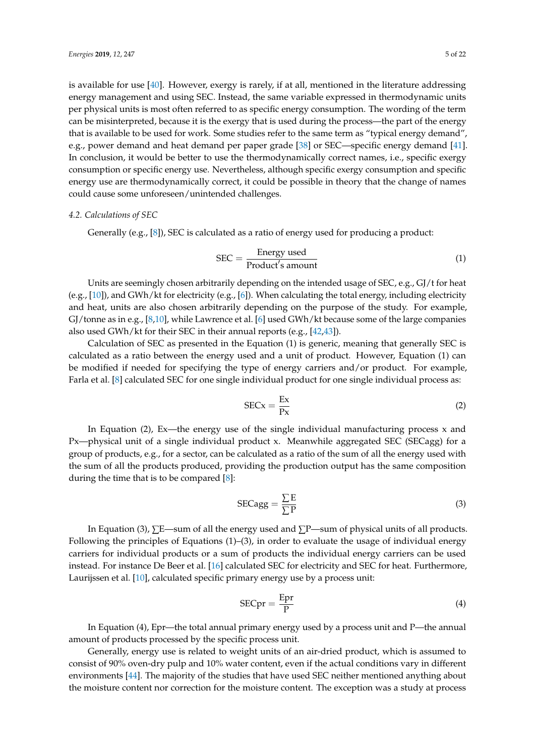is available for use [40]. However, exergy is rarely, if at all, mentioned in the literature addressing energy management and using SEC. Instead, the same variable expressed in thermodynamic units per physical units is most often referred to as specific energy consumption. The wording of the term can be misinterpreted, because it is the exergy that is used during the process—the part of the energy that is available to be used for work. Some studies refer to the same term as "typical energy demand", e.g., power demand and heat demand per paper grade [38] or SEC—specific energy demand [41]. In conclusion, it would be better to use the thermodynamically correct names, i.e., specific exergy consumption or specific energy use. Nevertheless, although specific exergy consumption and specific energy use are thermodynamically correct, it could be possible in theory that the change of names could cause some unforeseen/unintended challenges.

### *4.2. Calculations of SEC*

Generally (e.g., [8]), SEC is calculated as a ratio of energy used for producing a product:

$$\text{SEC} = \frac{\text{Energy used}}{\text{Product's amount}} \tag{1}$$

Units are seemingly chosen arbitrarily depending on the intended usage of SEC, e.g., GJ/t for heat (e.g., [10]), and GWh/kt for electricity (e.g., [6]). When calculating the total energy, including electricity and heat, units are also chosen arbitrarily depending on the purpose of the study. For example, GJ/tonne as in e.g., [8,10], while Lawrence et al. [6] used GWh/kt because some of the large companies also used GWh/kt for their SEC in their annual reports (e.g., [42,43]).

Calculation of SEC as presented in the Equation (1) is generic, meaning that generally SEC is calculated as a ratio between the energy used and a unit of product. However, Equation (1) can be modified if needed for specifying the type of energy carriers and/or product. For example, Farla et al. [8] calculated SEC for one single individual product for one single individual process as:

$$\text{SECx} = \frac{\text{Ex}}{\text{Px}} \tag{2}$$

In Equation (2), Ex—the energy use of the single individual manufacturing process x and Px—physical unit of a single individual product x. Meanwhile aggregated SEC (SECagg) for a group of products, e.g., for a sector, can be calculated as a ratio of the sum of all the energy used with the sum of all the products produced, providing the production output has the same composition during the time that is to be compared [8]:

$$\text{SECagg} = \frac{\sum \text{E}}{\sum \text{P}} \tag{3}$$

In Equation (3), $\sum$E—sum of all the energy used and $\sum$P—sum of physical units of all products. Following the principles of Equations (1)–(3), in order to evaluate the usage of individual energy carriers for individual products or a sum of products the individual energy carriers can be used instead. For instance De Beer et al. [16] calculated SEC for electricity and SEC for heat. Furthermore, Laurijssen et al. [10], calculated specific primary energy use by a process unit:

$$\text{SECpr} = \frac{\text{Epr}}{\text{P}} \tag{4}$$

In Equation (4), Epr—the total annual primary energy used by a process unit and P—the annual amount of products processed by the specific process unit.

Generally, energy use is related to weight units of an air-dried product, which is assumed to consist of 90% oven-dry pulp and 10% water content, even if the actual conditions vary in different environments [44]. The majority of the studies that have used SEC neither mentioned anything about the moisture content nor correction for the moisture content. The exception was a study at process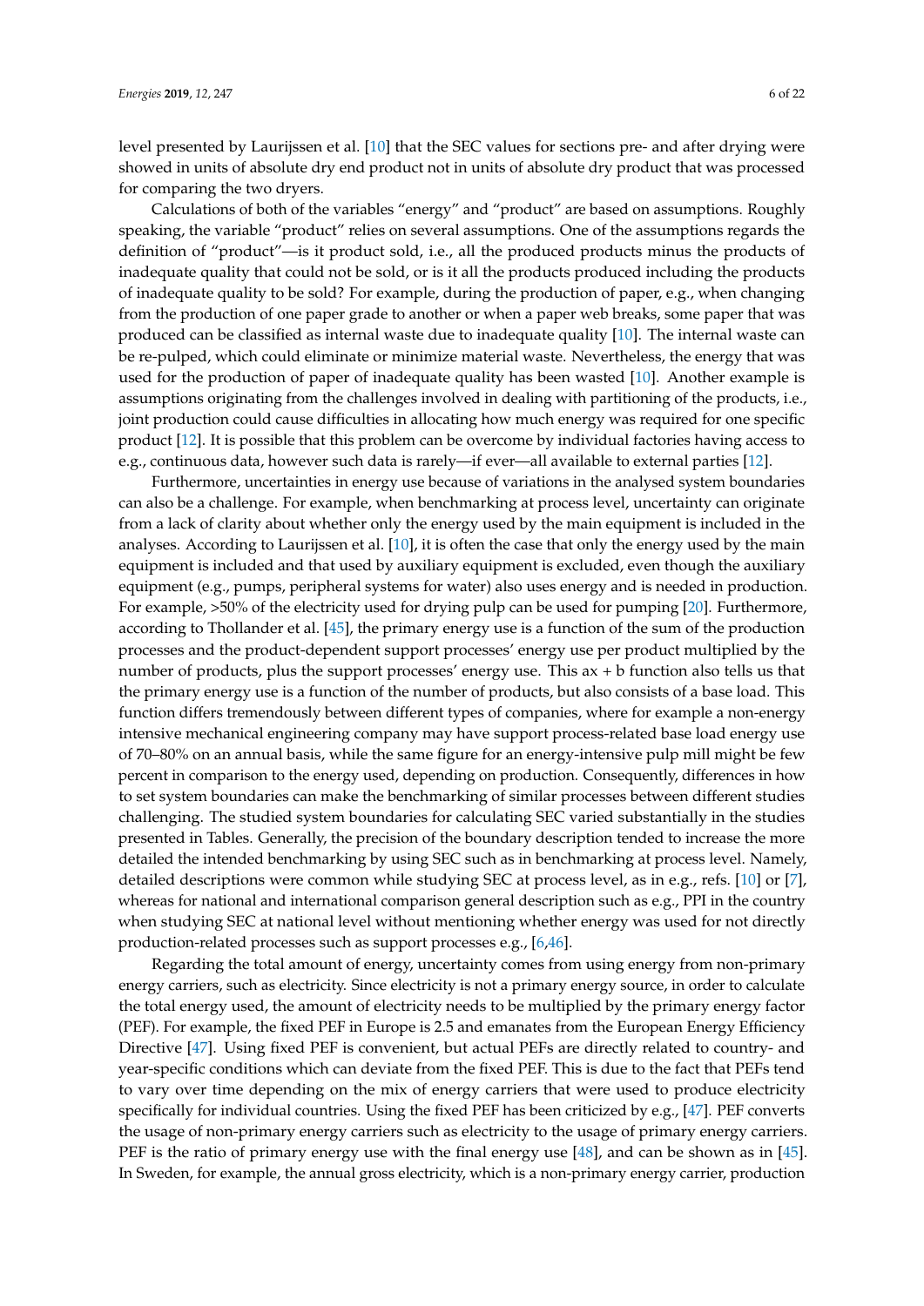level presented by Laurijssen et al. [10] that the SEC values for sections pre- and after drying were showed in units of absolute dry end product not in units of absolute dry product that was processed for comparing the two dryers.

Calculations of both of the variables "energy" and "product" are based on assumptions. Roughly speaking, the variable "product" relies on several assumptions. One of the assumptions regards the definition of "product"—is it product sold, i.e., all the produced products minus the products of inadequate quality that could not be sold, or is it all the products produced including the products of inadequate quality to be sold? For example, during the production of paper, e.g., when changing from the production of one paper grade to another or when a paper web breaks, some paper that was produced can be classified as internal waste due to inadequate quality [10]. The internal waste can be re-pulped, which could eliminate or minimize material waste. Nevertheless, the energy that was used for the production of paper of inadequate quality has been wasted [10]. Another example is assumptions originating from the challenges involved in dealing with partitioning of the products, i.e., joint production could cause difficulties in allocating how much energy was required for one specific product [12]. It is possible that this problem can be overcome by individual factories having access to e.g., continuous data, however such data is rarely—if ever—all available to external parties [12].

Furthermore, uncertainties in energy use because of variations in the analysed system boundaries can also be a challenge. For example, when benchmarking at process level, uncertainty can originate from a lack of clarity about whether only the energy used by the main equipment is included in the analyses. According to Laurijssen et al. [10], it is often the case that only the energy used by the main equipment is included and that used by auxiliary equipment is excluded, even though the auxiliary equipment (e.g., pumps, peripheral systems for water) also uses energy and is needed in production. For example, >50% of the electricity used for drying pulp can be used for pumping [20]. Furthermore, according to Thollander et al. [45], the primary energy use is a function of the sum of the production processes and the product-dependent support processes' energy use per product multiplied by the number of products, plus the support processes' energy use. This ax + b function also tells us that the primary energy use is a function of the number of products, but also consists of a base load. This function differs tremendously between different types of companies, where for example a non-energy intensive mechanical engineering company may have support process-related base load energy use of 70–80% on an annual basis, while the same figure for an energy-intensive pulp mill might be few percent in comparison to the energy used, depending on production. Consequently, differences in how to set system boundaries can make the benchmarking of similar processes between different studies challenging. The studied system boundaries for calculating SEC varied substantially in the studies presented in Tables. Generally, the precision of the boundary description tended to increase the more detailed the intended benchmarking by using SEC such as in benchmarking at process level. Namely, detailed descriptions were common while studying SEC at process level, as in e.g., refs. [10] or [7], whereas for national and international comparison general description such as e.g., PPI in the country when studying SEC at national level without mentioning whether energy was used for not directly production-related processes such as support processes e.g., [6,46].

Regarding the total amount of energy, uncertainty comes from using energy from non-primary energy carriers, such as electricity. Since electricity is not a primary energy source, in order to calculate the total energy used, the amount of electricity needs to be multiplied by the primary energy factor (PEF). For example, the fixed PEF in Europe is 2.5 and emanates from the European Energy Efficiency Directive [47]. Using fixed PEF is convenient, but actual PEFs are directly related to country- and year-specific conditions which can deviate from the fixed PEF. This is due to the fact that PEFs tend to vary over time depending on the mix of energy carriers that were used to produce electricity specifically for individual countries. Using the fixed PEF has been criticized by e.g., [47]. PEF converts the usage of non-primary energy carriers such as electricity to the usage of primary energy carriers. PEF is the ratio of primary energy use with the final energy use [48], and can be shown as in [45]. In Sweden, for example, the annual gross electricity, which is a non-primary energy carrier, production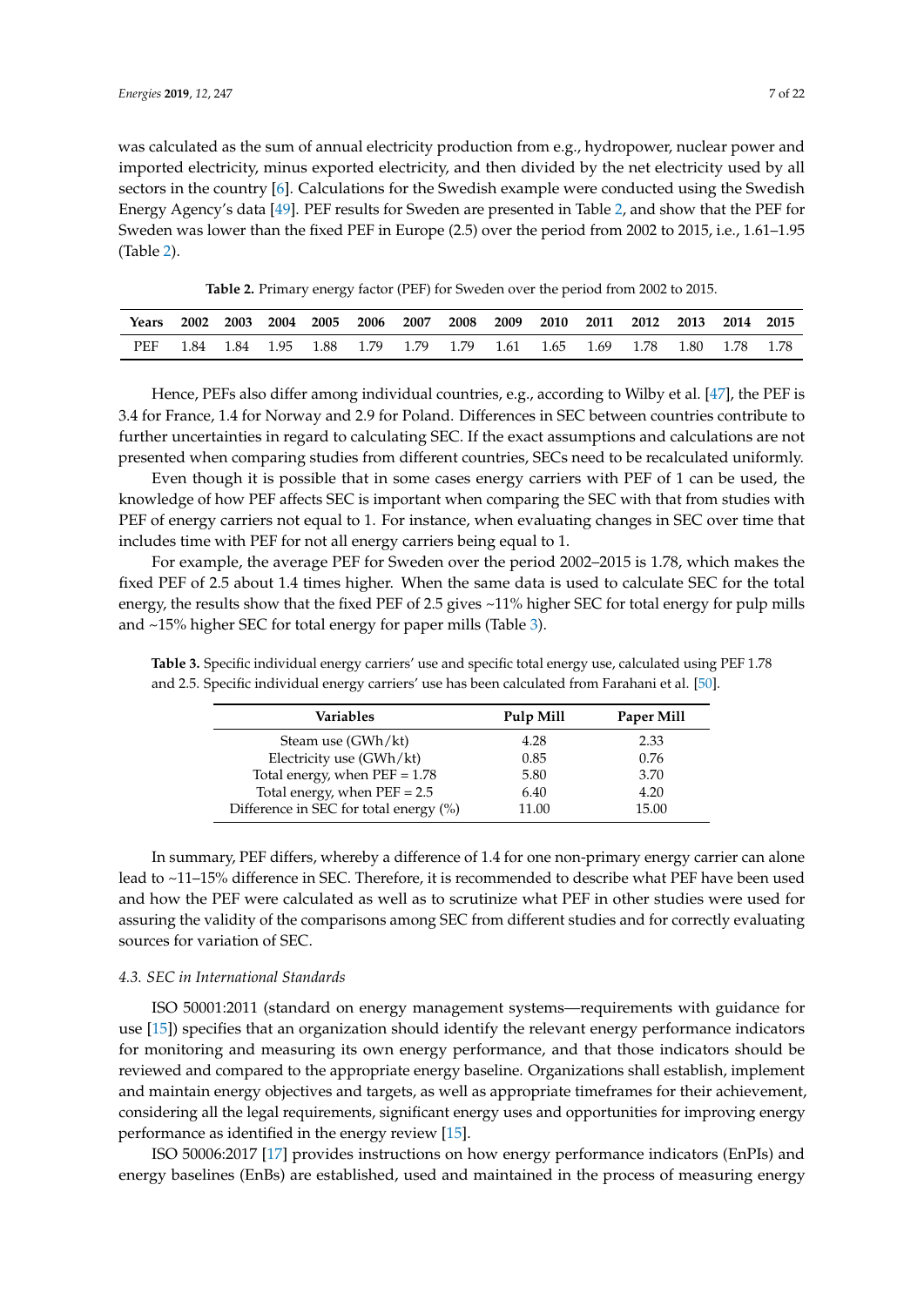was calculated as the sum of annual electricity production from e.g., hydropower, nuclear power and imported electricity, minus exported electricity, and then divided by the net electricity used by all sectors in the country [6]. Calculations for the Swedish example were conducted using the Swedish Energy Agency's data [49]. PEF results for Sweden are presented in Table 2, and show that the PEF for Sweden was lower than the fixed PEF in Europe (2.5) over the period from 2002 to 2015, i.e., 1.61–1.95 (Table 2).

**Table 2.** Primary energy factor (PEF) for Sweden over the period from 2002 to 2015.

| Years | 2002 | 2003 | 2004 | 2005 | 2006 | 2007 | 2008 | 2009 | 2010 | 2011 | 2012 | 2013 | 2014 | 2015 |
|---|---|---|---|---|---|---|---|---|---|---|---|---|---|---|
| PEF | 1.84 | 1.84 | 1.95 | 1.88 | 1.79 | 1.79 | 1.79 | 1.61 | 1.65 | 1.69 | 1.78 | 1.80 | 1.78 | 1.78 |

Hence, PEFs also differ among individual countries, e.g., according to Wilby et al. [47], the PEF is 3.4 for France, 1.4 for Norway and 2.9 for Poland. Differences in SEC between countries contribute to further uncertainties in regard to calculating SEC. If the exact assumptions and calculations are not presented when comparing studies from different countries, SECs need to be recalculated uniformly.

Even though it is possible that in some cases energy carriers with PEF of 1 can be used, the knowledge of how PEF affects SEC is important when comparing the SEC with that from studies with PEF of energy carriers not equal to 1. For instance, when evaluating changes in SEC over time that includes time with PEF for not all energy carriers being equal to 1.

For example, the average PEF for Sweden over the period 2002–2015 is 1.78, which makes the fixed PEF of 2.5 about 1.4 times higher. When the same data is used to calculate SEC for the total energy, the results show that the fixed PEF of 2.5 gives ~11% higher SEC for total energy for pulp mills and ~15% higher SEC for total energy for paper mills (Table 3).

**Table 3.** Specific individual energy carriers' use and specific total energy use, calculated using PEF 1.78 and 2.5. Specific individual energy carriers' use has been calculated from Farahani et al. [50].

| Variables | Pulp Mill | Paper Mill |
|---|---|---|
| Steam use (GWh/kt) | 4.28 | 2.33 |
| Electricity use (GWh/kt) | 0.85 | 0.76 |
| Total energy, when PEF = 1.78 | 5.80 | 3.70 |
| Total energy, when PEF = 2.5 | 6.40 | 4.20 |
| Difference in SEC for total energy (%) | 11.00 | 15.00 |

In summary, PEF differs, whereby a difference of 1.4 for one non-primary energy carrier can alone lead to ~11–15% difference in SEC. Therefore, it is recommended to describe what PEF have been used and how the PEF were calculated as well as to scrutinize what PEF in other studies were used for assuring the validity of the comparisons among SEC from different studies and for correctly evaluating sources for variation of SEC.

### *4.3. SEC in International Standards*

ISO 50001:2011 (standard on energy management systems—requirements with guidance for use [15]) specifies that an organization should identify the relevant energy performance indicators for monitoring and measuring its own energy performance, and that those indicators should be reviewed and compared to the appropriate energy baseline. Organizations shall establish, implement and maintain energy objectives and targets, as well as appropriate timeframes for their achievement, considering all the legal requirements, significant energy uses and opportunities for improving energy performance as identified in the energy review [15].

ISO 50006:2017 [17] provides instructions on how energy performance indicators (EnPIs) and energy baselines (EnBs) are established, used and maintained in the process of measuring energy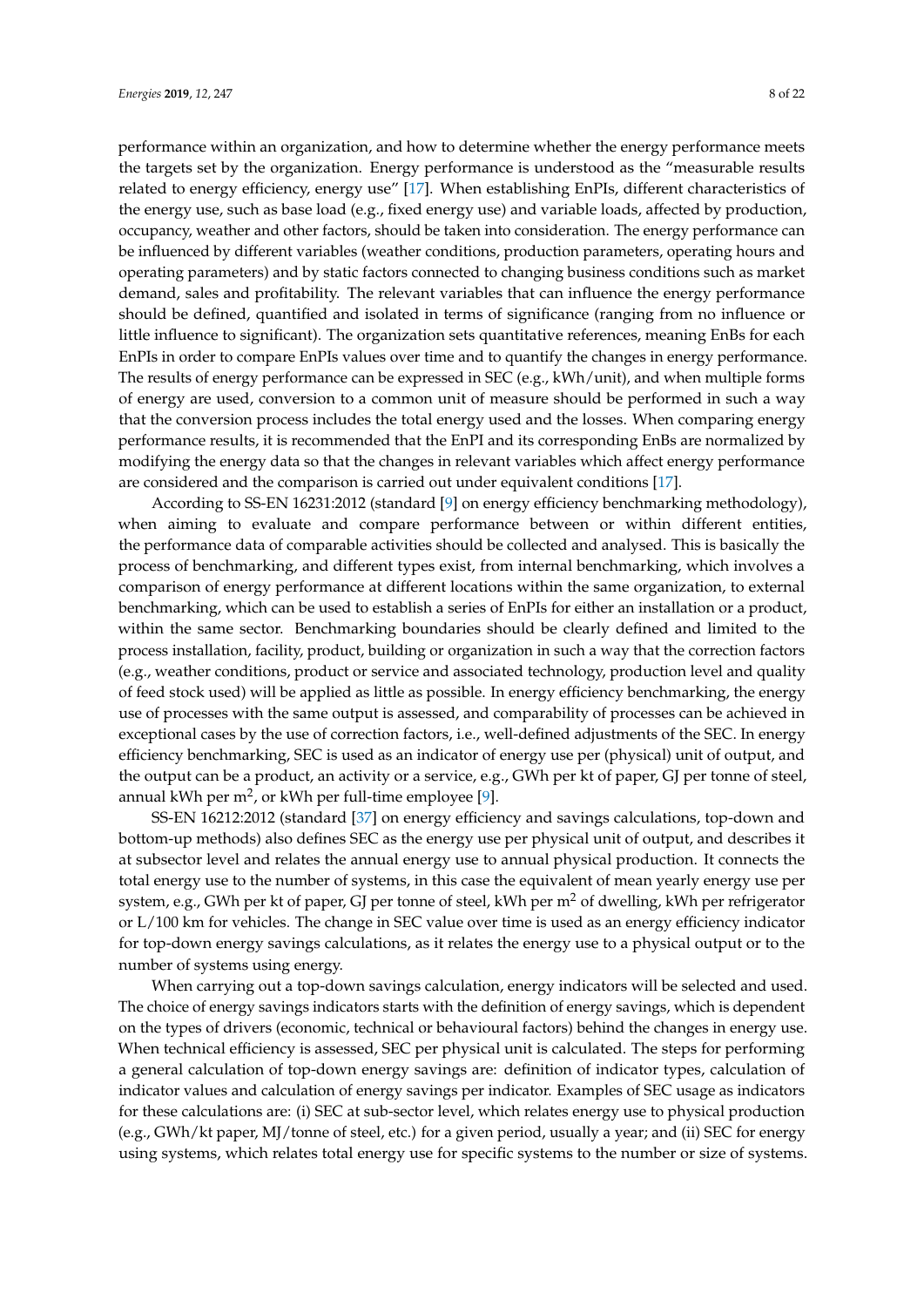performance within an organization, and how to determine whether the energy performance meets the targets set by the organization. Energy performance is understood as the "measurable results related to energy efficiency, energy use" [17]. When establishing EnPIs, different characteristics of the energy use, such as base load (e.g., fixed energy use) and variable loads, affected by production, occupancy, weather and other factors, should be taken into consideration. The energy performance can be influenced by different variables (weather conditions, production parameters, operating hours and operating parameters) and by static factors connected to changing business conditions such as market demand, sales and profitability. The relevant variables that can influence the energy performance should be defined, quantified and isolated in terms of significance (ranging from no influence or little influence to significant). The organization sets quantitative references, meaning EnBs for each EnPIs in order to compare EnPIs values over time and to quantify the changes in energy performance. The results of energy performance can be expressed in SEC (e.g., kWh/unit), and when multiple forms of energy are used, conversion to a common unit of measure should be performed in such a way that the conversion process includes the total energy used and the losses. When comparing energy performance results, it is recommended that the EnPI and its corresponding EnBs are normalized by modifying the energy data so that the changes in relevant variables which affect energy performance are considered and the comparison is carried out under equivalent conditions [17].

According to SS-EN 16231:2012 (standard [9] on energy efficiency benchmarking methodology), when aiming to evaluate and compare performance between or within different entities, the performance data of comparable activities should be collected and analysed. This is basically the process of benchmarking, and different types exist, from internal benchmarking, which involves a comparison of energy performance at different locations within the same organization, to external benchmarking, which can be used to establish a series of EnPIs for either an installation or a product, within the same sector. Benchmarking boundaries should be clearly defined and limited to the process installation, facility, product, building or organization in such a way that the correction factors (e.g., weather conditions, product or service and associated technology, production level and quality of feed stock used) will be applied as little as possible. In energy efficiency benchmarking, the energy use of processes with the same output is assessed, and comparability of processes can be achieved in exceptional cases by the use of correction factors, i.e., well-defined adjustments of the SEC. In energy efficiency benchmarking, SEC is used as an indicator of energy use per (physical) unit of output, and the output can be a product, an activity or a service, e.g., GWh per kt of paper, GJ per tonne of steel, annual kWh per $m^2$, or kWh per full-time employee [9].

SS-EN 16212:2012 (standard [37] on energy efficiency and savings calculations, top-down and bottom-up methods) also defines SEC as the energy use per physical unit of output, and describes it at subsector level and relates the annual energy use to annual physical production. It connects the total energy use to the number of systems, in this case the equivalent of mean yearly energy use per system, e.g., GWh per kt of paper, GJ per tonne of steel, kWh per $m^2$ of dwelling, kWh per refrigerator or L/100 km for vehicles. The change in SEC value over time is used as an energy efficiency indicator for top-down energy savings calculations, as it relates the energy use to a physical output or to the number of systems using energy.

When carrying out a top-down savings calculation, energy indicators will be selected and used. The choice of energy savings indicators starts with the definition of energy savings, which is dependent on the types of drivers (economic, technical or behavioural factors) behind the changes in energy use. When technical efficiency is assessed, SEC per physical unit is calculated. The steps for performing a general calculation of top-down energy savings are: definition of indicator types, calculation of indicator values and calculation of energy savings per indicator. Examples of SEC usage as indicators for these calculations are: (i) SEC at sub-sector level, which relates energy use to physical production (e.g., GWh/kt paper, MJ/tonne of steel, etc.) for a given period, usually a year; and (ii) SEC for energy using systems, which relates total energy use for specific systems to the number or size of systems.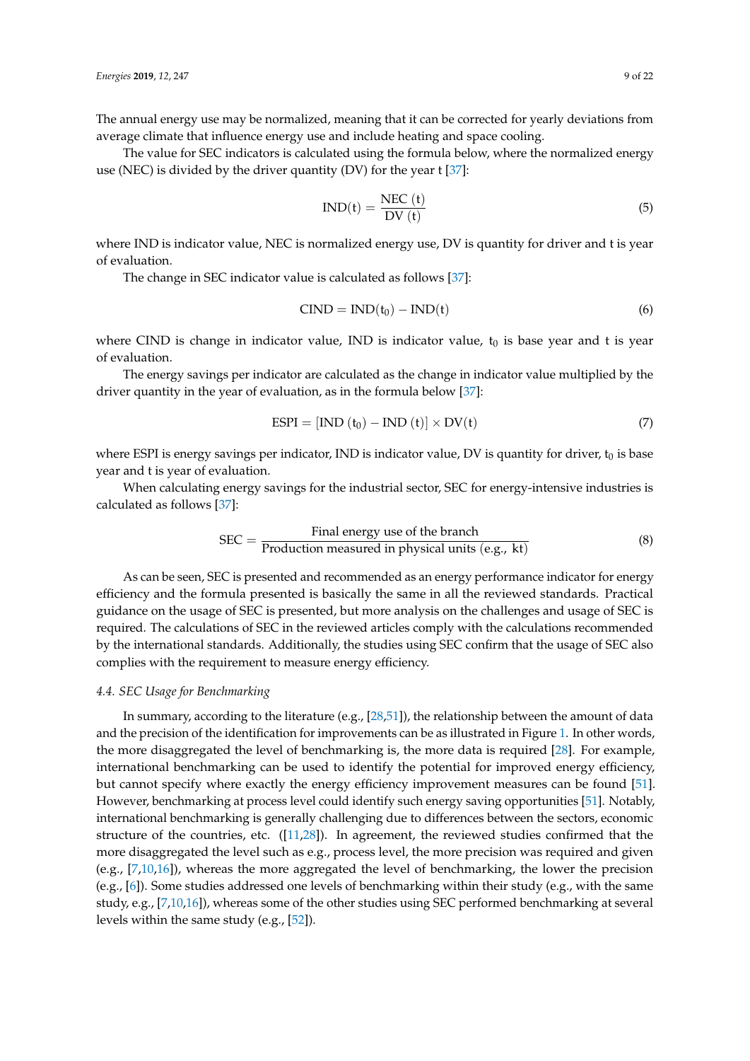The annual energy use may be normalized, meaning that it can be corrected for yearly deviations from average climate that influence energy use and include heating and space cooling.

The value for SEC indicators is calculated using the formula below, where the normalized energy use (NEC) is divided by the driver quantity (DV) for the year t [37]:

$$\mathrm{IND(t)} = \frac{\mathrm{NEC\ (t)}}{\mathrm{DV\ (t)}} \tag{5}$$

where IND is indicator value, NEC is normalized energy use, DV is quantity for driver and t is year of evaluation.

The change in SEC indicator value is calculated as follows [37]:

$$\mathrm{CIND} = \mathrm{IND}(\mathrm{t}_0) - \mathrm{IND}(\mathrm{t}) \tag{6}$$

where CIND is change in indicator value, IND is indicator value, $t_0$ is base year and t is year of evaluation.

The energy savings per indicator are calculated as the change in indicator value multiplied by the driver quantity in the year of evaluation, as in the formula below [37]:

$$\mathrm{ESPI} = [\mathrm{IND\ (t_0)} - \mathrm{IND\ (t)}] \times \mathrm{DV(t)} \tag{7}$$

where ESPI is energy savings per indicator, IND is indicator value, DV is quantity for driver, $t_0$ is base year and t is year of evaluation.

When calculating energy savings for the industrial sector, SEC for energy-intensive industries is calculated as follows [37]:

$$\mathrm{SEC} = \frac{\text{Final energy use of the branch}}{\text{Production measured in physical units (e.g., kt)}} \tag{8}$$

As can be seen, SEC is presented and recommended as an energy performance indicator for energy efficiency and the formula presented is basically the same in all the reviewed standards. Practical guidance on the usage of SEC is presented, but more analysis on the challenges and usage of SEC is required. The calculations of SEC in the reviewed articles comply with the calculations recommended by the international standards. Additionally, the studies using SEC confirm that the usage of SEC also complies with the requirement to measure energy efficiency.

### 4.4. SEC Usage for Benchmarking

In summary, according to the literature (e.g., [28,51]), the relationship between the amount of data and the precision of the identification for improvements can be as illustrated in Figure 1. In other words, the more disaggregated the level of benchmarking is, the more data is required [28]. For example, international benchmarking can be used to identify the potential for improved energy efficiency, but cannot specify where exactly the energy efficiency improvement measures can be found [51]. However, benchmarking at process level could identify such energy saving opportunities [51]. Notably, international benchmarking is generally challenging due to differences between the sectors, economic structure of the countries, etc. ([11,28]). In agreement, the reviewed studies confirmed that the more disaggregated the level such as e.g., process level, the more precision was required and given (e.g., [7,10,16]), whereas the more aggregated the level of benchmarking, the lower the precision (e.g., [6]). Some studies addressed one levels of benchmarking within their study (e.g., with the same study, e.g., [7,10,16]), whereas some of the other studies using SEC performed benchmarking at several levels within the same study (e.g., [52]).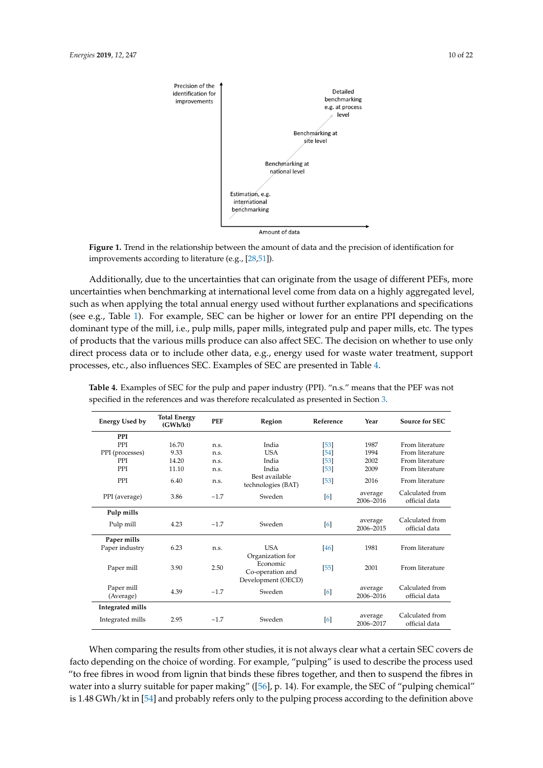Figure 1. Trend in the relationship between the amount of data and the precision of identification for improvements according to literature (e.g., [28,51]).

Additionally, due to the uncertainties that can originate from the usage of different PEFs, more uncertainties when benchmarking at international level come from data on a highly aggregated level, such as when applying the total annual energy used without further explanations and specifications (see e.g., Table 1). For example, SEC can be higher or lower for an entire PPI depending on the dominant type of the mill, i.e., pulp mills, paper mills, integrated pulp and paper mills, etc. The types of products that the various mills produce can also affect SEC. The decision on whether to use only direct process data or to include other data, e.g., energy used for waste water treatment, support processes, etc., also influences SEC. Examples of SEC are presented in Table 4.

**Table 4.** Examples of SEC for the pulp and paper industry (PPI). "n.s." means that the PEF was not specified in the references and was therefore recalculated as presented in Section 3.

| Energy Used by | Total Energy (GWh/kt) | PEF | Region | Reference | Year | Source for SEC |
|---|---|---|---|---|---|---|
| **PPI** | | | | | | |
| PPI | 16.70 | n.s. | India | [53] | 1987 | From literature |
| PPI (processes) | 9.33 | n.s. | USA | [54] | 1994 | From literature |
| PPI | 14.20 | n.s. | India | [53] | 2002 | From literature |
| PPI | 11.10 | n.s. | India | [53] | 2009 | From literature |
| PPI | 6.40 | n.s. | Best available technologies (BAT) | [53] | 2016 | From literature |
| PPI (average) | 3.86 | ~1.7 | Sweden | [6] | average 2006–2016 | Calculated from official data |
| **Pulp mills** | | | | | | |
| Pulp mill | 4.23 | ~1.7 | Sweden | [6] | average 2006–2015 | Calculated from official data |
| **Paper mills** | | | | | | |
| Paper industry | 6.23 | n.s. | USA | [46] | 1981 | From literature |
| Paper mill | 3.90 | 2.50 | Organization for Economic Co-operation and Development (OECD) | [55] | 2001 | From literature |
| Paper mill (Average) | 4.39 | ~1.7 | Sweden | [6] | average 2006–2016 | Calculated from official data |
| **Integrated mills** | | | | | | |
| Integrated mills | 2.95 | ~1.7 | Sweden | [6] | average 2006–2017 | Calculated from official data |

When comparing the results from other studies, it is not always clear what a certain SEC covers de facto depending on the choice of wording. For example, "pulping" is used to describe the process used "to free fibres in wood from lignin that binds these fibres together, and then to suspend the fibres in water into a slurry suitable for paper making" ([56], p. 14). For example, the SEC of "pulping chemical" is 1.48 GWh/kt in [54] and probably refers only to the pulping process according to the definition above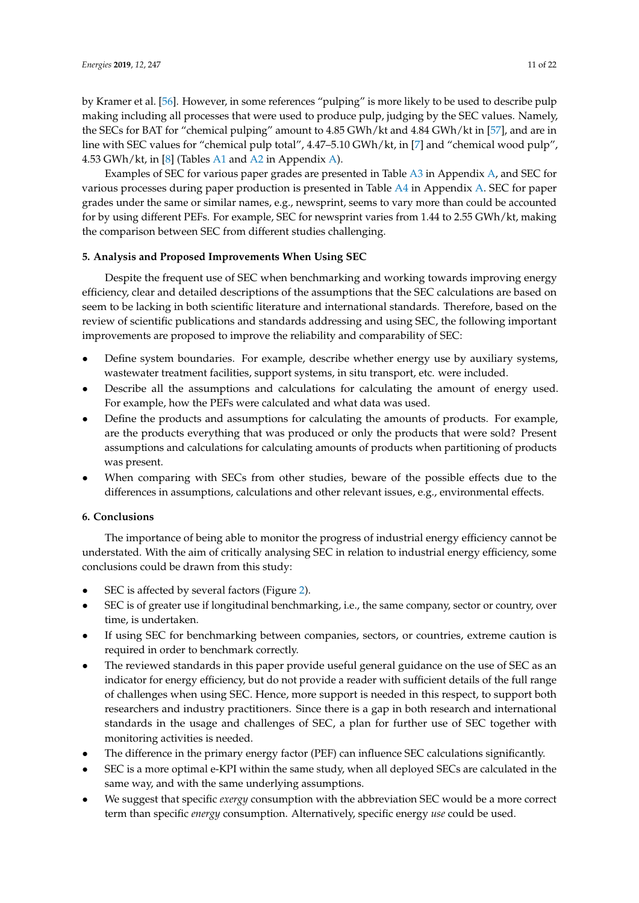by Kramer et al. [56]. However, in some references "pulping" is more likely to be used to describe pulp making including all processes that were used to produce pulp, judging by the SEC values. Namely, the SECs for BAT for "chemical pulping" amount to 4.85 GWh/kt and 4.84 GWh/kt in [57], and are in line with SEC values for "chemical pulp total", 4.47–5.10 GWh/kt, in [7] and "chemical wood pulp", 4.53 GWh/kt, in [8] (Tables A1 and A2 in Appendix A).

Examples of SEC for various paper grades are presented in Table A3 in Appendix A, and SEC for various processes during paper production is presented in Table A4 in Appendix A. SEC for paper grades under the same or similar names, e.g., newsprint, seems to vary more than could be accounted for by using different PEFs. For example, SEC for newsprint varies from 1.44 to 2.55 GWh/kt, making the comparison between SEC from different studies challenging.

## 5. Analysis and Proposed Improvements When Using SEC

Despite the frequent use of SEC when benchmarking and working towards improving energy efficiency, clear and detailed descriptions of the assumptions that the SEC calculations are based on seem to be lacking in both scientific literature and international standards. Therefore, based on the review of scientific publications and standards addressing and using SEC, the following important improvements are proposed to improve the reliability and comparability of SEC:

- Define system boundaries. For example, describe whether energy use by auxiliary systems, wastewater treatment facilities, support systems, in situ transport, etc. were included.
- Describe all the assumptions and calculations for calculating the amount of energy used. For example, how the PEFs were calculated and what data was used.
- Define the products and assumptions for calculating the amounts of products. For example, are the products everything that was produced or only the products that were sold? Present assumptions and calculations for calculating amounts of products when partitioning of products was present.
- When comparing with SECs from other studies, beware of the possible effects due to the differences in assumptions, calculations and other relevant issues, e.g., environmental effects.

## 6. Conclusions

The importance of being able to monitor the progress of industrial energy efficiency cannot be understated. With the aim of critically analysing SEC in relation to industrial energy efficiency, some conclusions could be drawn from this study:

- SEC is affected by several factors (Figure 2).
- SEC is of greater use if longitudinal benchmarking, i.e., the same company, sector or country, over time, is undertaken.
- If using SEC for benchmarking between companies, sectors, or countries, extreme caution is required in order to benchmark correctly.
- The reviewed standards in this paper provide useful general guidance on the use of SEC as an indicator for energy efficiency, but do not provide a reader with sufficient details of the full range of challenges when using SEC. Hence, more support is needed in this respect, to support both researchers and industry practitioners. Since there is a gap in both research and international standards in the usage and challenges of SEC, a plan for further use of SEC together with monitoring activities is needed.
- The difference in the primary energy factor (PEF) can influence SEC calculations significantly.
- SEC is a more optimal e-KPI within the same study, when all deployed SECs are calculated in the same way, and with the same underlying assumptions.
- We suggest that specific *exergy* consumption with the abbreviation SEC would be a more correct term than specific *energy* consumption. Alternatively, specific energy *use* could be used.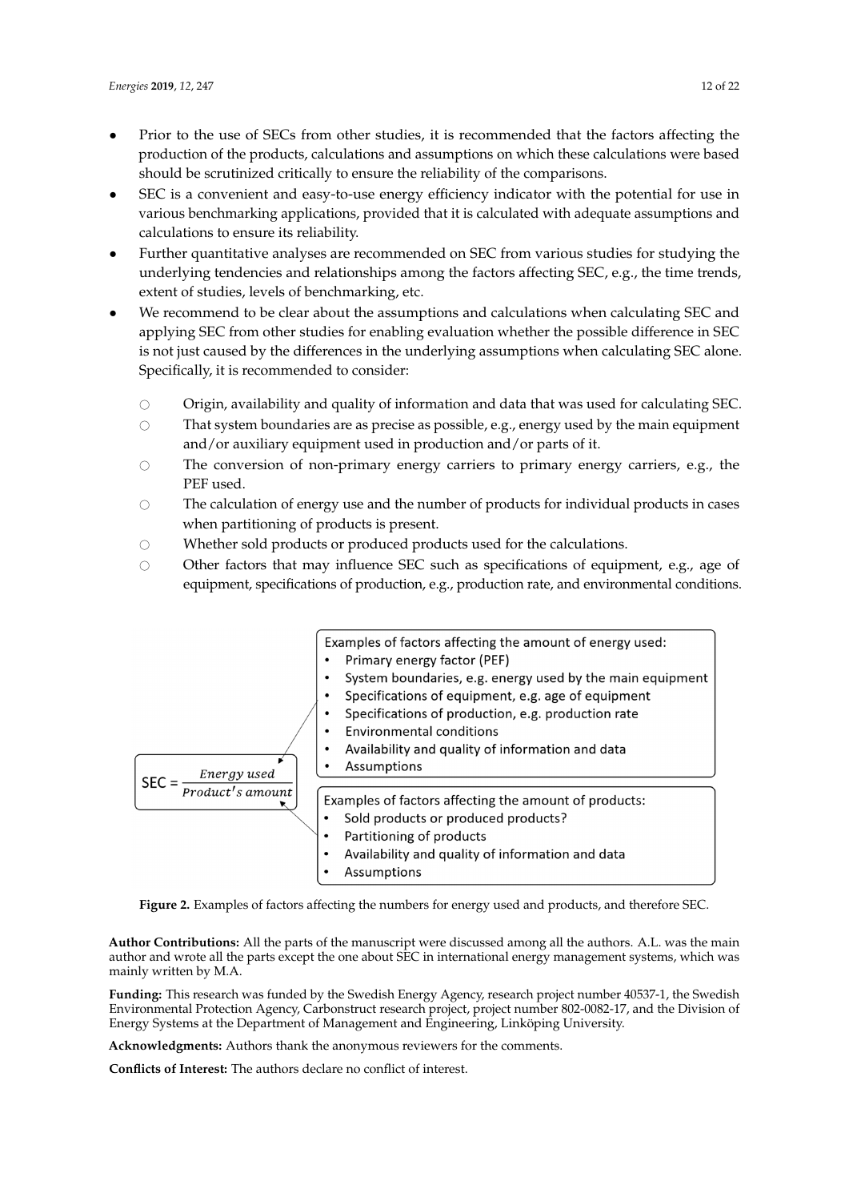- Prior to the use of SECs from other studies, it is recommended that the factors affecting the production of the products, calculations and assumptions on which these calculations were based should be scrutinized critically to ensure the reliability of the comparisons.
- SEC is a convenient and easy-to-use energy efficiency indicator with the potential for use in various benchmarking applications, provided that it is calculated with adequate assumptions and calculations to ensure its reliability.
- Further quantitative analyses are recommended on SEC from various studies for studying the underlying tendencies and relationships among the factors affecting SEC, e.g., the time trends, extent of studies, levels of benchmarking, etc.
- We recommend to be clear about the assumptions and calculations when calculating SEC and applying SEC from other studies for enabling evaluation whether the possible difference in SEC is not just caused by the differences in the underlying assumptions when calculating SEC alone. Specifically, it is recommended to consider:
    - Origin, availability and quality of information and data that was used for calculating SEC.
    - That system boundaries are as precise as possible, e.g., energy used by the main equipment and/or auxiliary equipment used in production and/or parts of it.
    - The conversion of non-primary energy carriers to primary energy carriers, e.g., the PEF used.
    - The calculation of energy use and the number of products for individual products in cases when partitioning of products is present.
    - Whether sold products or produced products used for the calculations.
    - Other factors that may influence SEC such as specifications of equipment, e.g., age of equipment, specifications of production, e.g., production rate, and environmental conditions.

$$\text{SEC} = \frac{\textit{Energy used}}{\textit{Product's amount}}$$

Examples of factors affecting the amount of energy used:
- Primary energy factor (PEF)
- System boundaries, e.g. energy used by the main equipment
- Specifications of equipment, e.g. age of equipment
- Specifications of production, e.g. production rate
- Environmental conditions
- Availability and quality of information and data
- Assumptions

Examples of factors affecting the amount of products:
- Sold products or produced products?
- Partitioning of products
- Availability and quality of information and data
- Assumptions

**Figure 2.** Examples of factors affecting the numbers for energy used and products, and therefore SEC.

**Author Contributions:** All the parts of the manuscript were discussed among all the authors. A.L. was the main author and wrote all the parts except the one about SEC in international energy management systems, which was mainly written by M.A.

**Funding:** This research was funded by the Swedish Energy Agency, research project number 40537-1, the Swedish Environmental Protection Agency, Carbonstruct research project, project number 802-0082-17, and the Division of Energy Systems at the Department of Management and Engineering, Linköping University.

**Acknowledgments:** Authors thank the anonymous reviewers for the comments.

**Conflicts of Interest:** The authors declare no conflict of interest.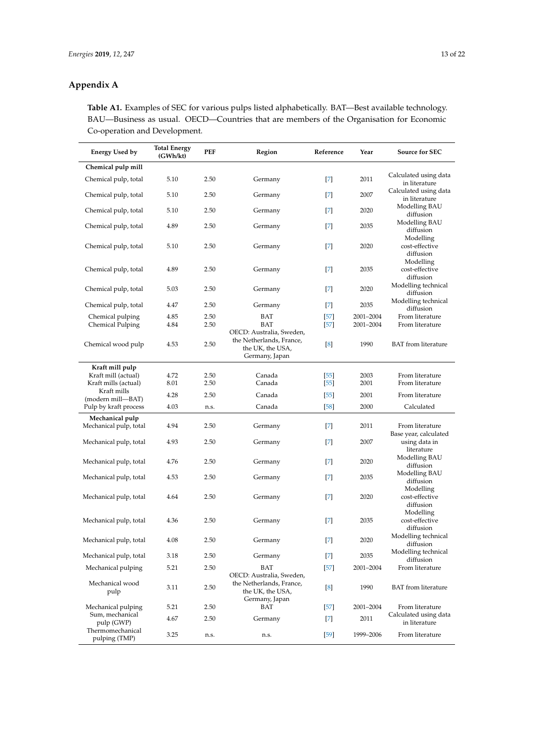## Appendix A

**Table A1.** Examples of SEC for various pulps listed alphabetically. BAT—Best available technology. BAU—Business as usual. OECD—Countries that are members of the Organisation for Economic Co-operation and Development.

| Energy Used by | Total Energy (GWh/kt) | PEF | Region | Reference | Year | Source for SEC |
|---|---|---|---|---|---|---|
| **Chemical pulp mill** | | | | | | |
| Chemical pulp, total | 5.10 | 2.50 | Germany | [7] | 2011 | Calculated using data in literature |
| Chemical pulp, total | 5.10 | 2.50 | Germany | [7] | 2007 | Calculated using data in literature |
| Chemical pulp, total | 5.10 | 2.50 | Germany | [7] | 2020 | Modelling BAU diffusion |
| Chemical pulp, total | 4.89 | 2.50 | Germany | [7] | 2035 | Modelling BAU diffusion |
| Chemical pulp, total | 5.10 | 2.50 | Germany | [7] | 2020 | Modelling cost-effective diffusion |
| Chemical pulp, total | 4.89 | 2.50 | Germany | [7] | 2035 | Modelling cost-effective diffusion |
| Chemical pulp, total | 5.03 | 2.50 | Germany | [7] | 2020 | Modelling technical diffusion |
| Chemical pulp, total | 4.47 | 2.50 | Germany | [7] | 2035 | Modelling technical diffusion |
| Chemical pulping | 4.85 | 2.50 | BAT | [57] | 2001–2004 | From literature |
| Chemical Pulping | 4.84 | 2.50 | BAT | [57] | 2001–2004 | From literature |
| Chemical wood pulp | 4.53 | 2.50 | OECD: Australia, Sweden, the Netherlands, France, the UK, the USA, Germany, Japan | [8] | 1990 | BAT from literature |
| **Kraft mill pulp** | | | | | | |
| Kraft mill (actual) | 4.72 | 2.50 | Canada | [55] | 2003 | From literature |
| Kraft mills (actual) | 8.01 | 2.50 | Canada | [55] | 2001 | From literature |
| Kraft mills (modern mill—BAT) | 4.28 | 2.50 | Canada | [55] | 2001 | From literature |
| Pulp by kraft process | 4.03 | n.s. | Canada | [58] | 2000 | Calculated |
| **Mechanical pulp** | | | | | | |
| Mechanical pulp, total | 4.94 | 2.50 | Germany | [7] | 2011 | From literature |
| Mechanical pulp, total | 4.93 | 2.50 | Germany | [7] | 2007 | Base year, calculated using data in literature |
| Mechanical pulp, total | 4.76 | 2.50 | Germany | [7] | 2020 | Modelling BAU diffusion |
| Mechanical pulp, total | 4.53 | 2.50 | Germany | [7] | 2035 | Modelling BAU diffusion |
| Mechanical pulp, total | 4.64 | 2.50 | Germany | [7] | 2020 | Modelling cost-effective diffusion |
| Mechanical pulp, total | 4.36 | 2.50 | Germany | [7] | 2035 | Modelling cost-effective diffusion |
| Mechanical pulp, total | 4.08 | 2.50 | Germany | [7] | 2020 | Modelling technical diffusion |
| Mechanical pulp, total | 3.18 | 2.50 | Germany | [7] | 2035 | Modelling technical diffusion |
| Mechanical pulping | 5.21 | 2.50 | BAT | [57] | 2001–2004 | From literature |
| Mechanical wood pulp | 3.11 | 2.50 | OECD: Australia, Sweden, the Netherlands, France, the UK, the USA, Germany, Japan | [8] | 1990 | BAT from literature |
| Mechanical pulping | 5.21 | 2.50 | BAT | [57] | 2001–2004 | From literature |
| Sum, mechanical pulp (GWP) | 4.67 | 2.50 | Germany | [7] | 2011 | Calculated using data in literature |
| Thermomechanical pulping (TMP) | 3.25 | n.s. | n.s. | [59] | 1999–2006 | From literature |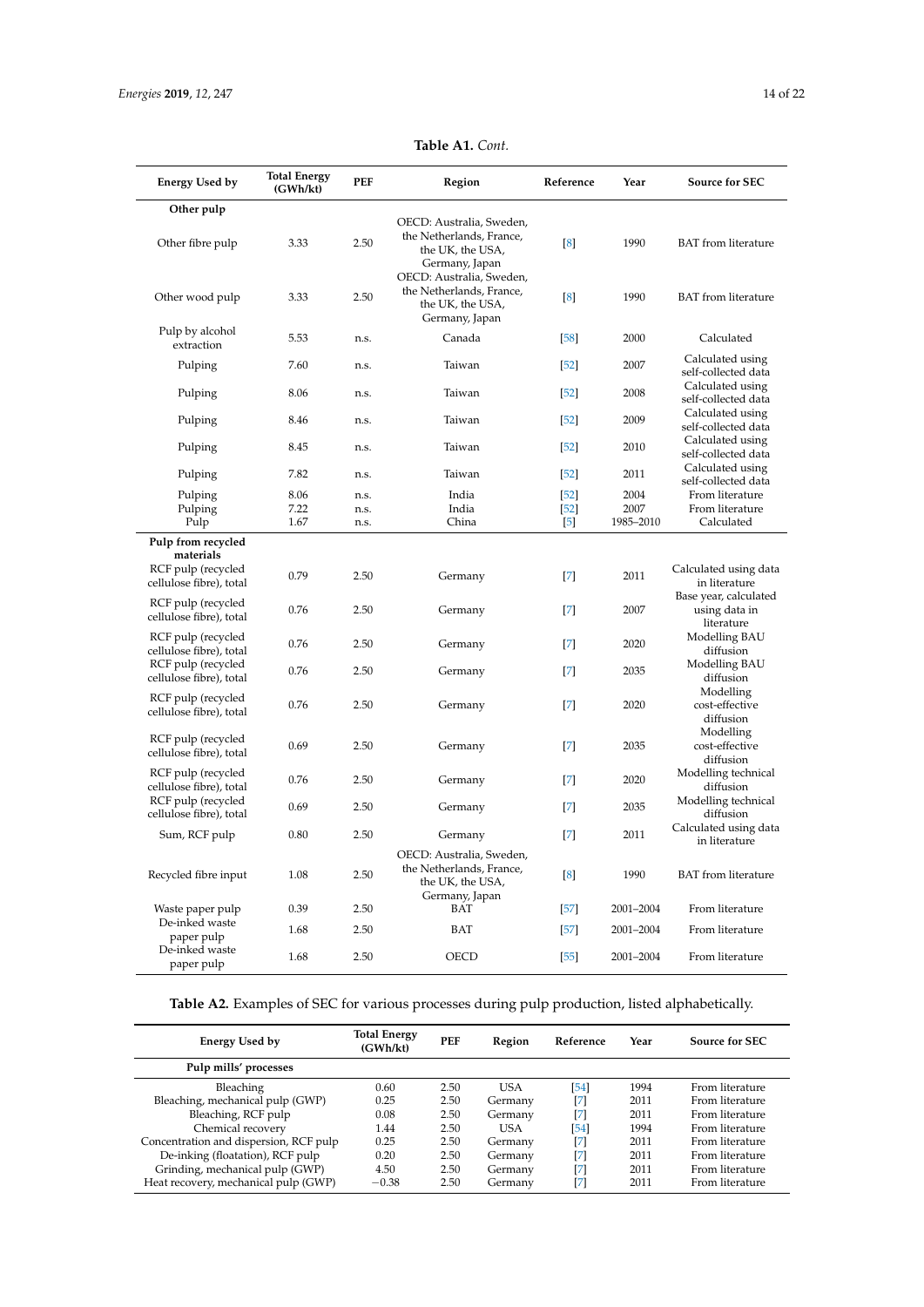**Table A1.** *Cont.*

| Energy Used by | Total Energy (GWh/kt) | PEF | Region | Reference | Year | Source for SEC |
|---|---|---|---|---|---|---|
| **Other pulp** | | | | | | |
| Other fibre pulp | 3.33 | 2.50 | OECD: Australia, Sweden, the Netherlands, France, the UK, the USA, Germany, Japan | [8] | 1990 | BAT from literature |
| Other wood pulp | 3.33 | 2.50 | OECD: Australia, Sweden, the Netherlands, France, the UK, the USA, Germany, Japan | [8] | 1990 | BAT from literature |
| Pulp by alcohol extraction | 5.53 | n.s. | Canada | [58] | 2000 | Calculated |
| Pulping | 7.60 | n.s. | Taiwan | [52] | 2007 | Calculated using self-collected data |
| Pulping | 8.06 | n.s. | Taiwan | [52] | 2008 | Calculated using self-collected data |
| Pulping | 8.46 | n.s. | Taiwan | [52] | 2009 | Calculated using self-collected data |
| Pulping | 8.45 | n.s. | Taiwan | [52] | 2010 | Calculated using self-collected data |
| Pulping | 7.82 | n.s. | Taiwan | [52] | 2011 | Calculated using self-collected data |
| Pulping | 8.06 | n.s. | India | [52] | 2004 | From literature |
| Pulping | 7.22 | n.s. | India | [52] | 2007 | From literature |
| Pulp | 1.67 | n.s. | China | [5] | 1985–2010 | Calculated |
| **Pulp from recycled materials** | | | | | | |
| RCF pulp (recycled cellulose fibre), total | 0.79 | 2.50 | Germany | [7] | 2011 | Calculated using data in literature |
| RCF pulp (recycled cellulose fibre), total | 0.76 | 2.50 | Germany | [7] | 2007 | Base year, calculated using data in literature |
| RCF pulp (recycled cellulose fibre), total | 0.76 | 2.50 | Germany | [7] | 2020 | Modelling BAU diffusion |
| RCF pulp (recycled cellulose fibre), total | 0.76 | 2.50 | Germany | [7] | 2035 | Modelling BAU diffusion |
| RCF pulp (recycled cellulose fibre), total | 0.76 | 2.50 | Germany | [7] | 2020 | Modelling cost-effective diffusion |
| RCF pulp (recycled cellulose fibre), total | 0.69 | 2.50 | Germany | [7] | 2035 | Modelling cost-effective diffusion |
| RCF pulp (recycled cellulose fibre), total | 0.76 | 2.50 | Germany | [7] | 2020 | Modelling technical diffusion |
| RCF pulp (recycled cellulose fibre), total | 0.69 | 2.50 | Germany | [7] | 2035 | Modelling technical diffusion |
| Sum, RCF pulp | 0.80 | 2.50 | Germany | [7] | 2011 | Calculated using data in literature |
| Recycled fibre input | 1.08 | 2.50 | OECD: Australia, Sweden, the Netherlands, France, the UK, the USA, Germany, Japan | [8] | 1990 | BAT from literature |
| Waste paper pulp | 0.39 | 2.50 | BAT | [57] | 2001–2004 | From literature |
| De-inked waste paper pulp | 1.68 | 2.50 | BAT | [57] | 2001–2004 | From literature |
| De-inked waste paper pulp | 1.68 | 2.50 | OECD | [55] | 2001–2004 | From literature |

**Table A2.** Examples of SEC for various processes during pulp production, listed alphabetically.

| Energy Used by | Total Energy (GWh/kt) | PEF | Region | Reference | Year | Source for SEC |
|---|---|---|---|---|---|---|
| **Pulp mills' processes** | | | | | | |
| Bleaching | 0.60 | 2.50 | USA | [54] | 1994 | From literature |
| Bleaching, mechanical pulp (GWP) | 0.25 | 2.50 | Germany | [7] | 2011 | From literature |
| Bleaching, RCF pulp | 0.08 | 2.50 | Germany | [7] | 2011 | From literature |
| Chemical recovery | 1.44 | 2.50 | USA | [54] | 1994 | From literature |
| Concentration and dispersion, RCF pulp | 0.25 | 2.50 | Germany | [7] | 2011 | From literature |
| De-inking (floatation), RCF pulp | 0.20 | 2.50 | Germany | [7] | 2011 | From literature |
| Grinding, mechanical pulp (GWP) | 4.50 | 2.50 | Germany | [7] | 2011 | From literature |
| Heat recovery, mechanical pulp (GWP) | −0.38 | 2.50 | Germany | [7] | 2011 | From literature |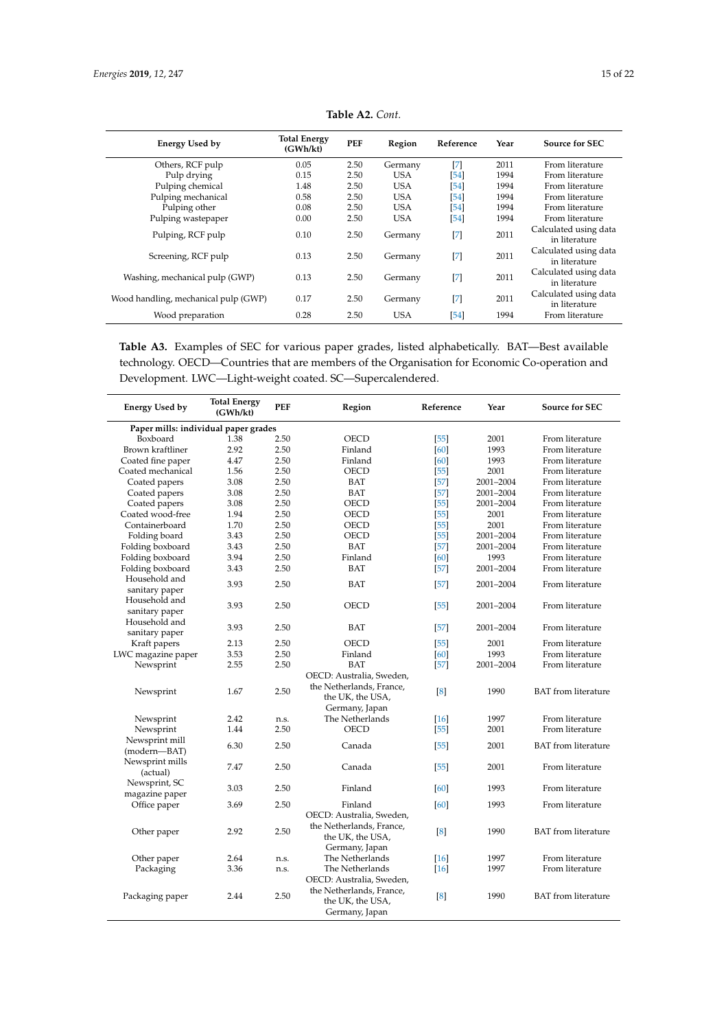**Table A2.** *Cont.*

| Energy Used by | Total Energy (GWh/kt) | PEF | Region | Reference | Year | Source for SEC |
|---|---|---|---|---|---|---|
| Others, RCF pulp | 0.05 | 2.50 | Germany | [7] | 2011 | From literature |
| Pulp drying | 0.15 | 2.50 | USA | [54] | 1994 | From literature |
| Pulping chemical | 1.48 | 2.50 | USA | [54] | 1994 | From literature |
| Pulping mechanical | 0.58 | 2.50 | USA | [54] | 1994 | From literature |
| Pulping other | 0.08 | 2.50 | USA | [54] | 1994 | From literature |
| Pulping wastepaper | 0.00 | 2.50 | USA | [54] | 1994 | From literature |
| Pulping, RCF pulp | 0.10 | 2.50 | Germany | [7] | 2011 | Calculated using data in literature |
| Screening, RCF pulp | 0.13 | 2.50 | Germany | [7] | 2011 | Calculated using data in literature |
| Washing, mechanical pulp (GWP) | 0.13 | 2.50 | Germany | [7] | 2011 | Calculated using data in literature |
| Wood handling, mechanical pulp (GWP) | 0.17 | 2.50 | Germany | [7] | 2011 | Calculated using data in literature |
| Wood preparation | 0.28 | 2.50 | USA | [54] | 1994 | From literature |

**Table A3.** Examples of SEC for various paper grades, listed alphabetically. BAT—Best available technology. OECD—Countries that are members of the Organisation for Economic Co-operation and Development. LWC—Light-weight coated. SC—Supercalendered.

| Energy Used by | Total Energy (GWh/kt) | PEF | Region | Reference | Year | Source for SEC |
|---|---|---|---|---|---|---|
| Paper mills: individual paper grades | | | | | | |
| Boxboard | 1.38 | 2.50 | OECD | [55] | 2001 | From literature |
| Brown kraftliner | 2.92 | 2.50 | Finland | [60] | 1993 | From literature |
| Coated fine paper | 4.47 | 2.50 | Finland | [60] | 1993 | From literature |
| Coated mechanical | 1.56 | 2.50 | OECD | [55] | 2001 | From literature |
| Coated papers | 3.08 | 2.50 | BAT | [57] | 2001–2004 | From literature |
| Coated papers | 3.08 | 2.50 | BAT | [57] | 2001–2004 | From literature |
| Coated papers | 3.08 | 2.50 | OECD | [55] | 2001–2004 | From literature |
| Coated wood-free | 1.94 | 2.50 | OECD | [55] | 2001 | From literature |
| Containerboard | 1.70 | 2.50 | OECD | [55] | 2001 | From literature |
| Folding board | 3.43 | 2.50 | OECD | [55] | 2001–2004 | From literature |
| Folding boxboard | 3.43 | 2.50 | BAT | [57] | 2001–2004 | From literature |
| Folding boxboard | 3.94 | 2.50 | Finland | [60] | 1993 | From literature |
| Folding boxboard | 3.43 | 2.50 | BAT | [57] | 2001–2004 | From literature |
| Household and sanitary paper | 3.93 | 2.50 | BAT | [57] | 2001–2004 | From literature |
| Household and sanitary paper | 3.93 | 2.50 | OECD | [55] | 2001–2004 | From literature |
| Household and sanitary paper | 3.93 | 2.50 | BAT | [57] | 2001–2004 | From literature |
| Kraft papers | 2.13 | 2.50 | OECD | [55] | 2001 | From literature |
| LWC magazine paper | 3.53 | 2.50 | Finland | [60] | 1993 | From literature |
| Newsprint | 2.55 | 2.50 | BAT | [57] | 2001–2004 | From literature |
| Newsprint | 1.67 | 2.50 | OECD: Australia, Sweden, the Netherlands, France, the UK, the USA, Germany, Japan | [8] | 1990 | BAT from literature |
| Newsprint | 2.42 | n.s. | The Netherlands | [16] | 1997 | From literature |
| Newsprint | 1.44 | 2.50 | OECD | [55] | 2001 | From literature |
| Newsprint mill (modern—BAT) | 6.30 | 2.50 | Canada | [55] | 2001 | BAT from literature |
| Newsprint mills (actual) | 7.47 | 2.50 | Canada | [55] | 2001 | From literature |
| Newsprint, SC magazine paper | 3.03 | 2.50 | Finland | [60] | 1993 | From literature |
| Office paper | 3.69 | 2.50 | Finland | [60] | 1993 | From literature |
| Other paper | 2.92 | 2.50 | OECD: Australia, Sweden, the Netherlands, France, the UK, the USA, Germany, Japan | [8] | 1990 | BAT from literature |
| Other paper | 2.64 | n.s. | The Netherlands | [16] | 1997 | From literature |
| Packaging | 3.36 | n.s. | The Netherlands | [16] | 1997 | From literature |
| Packaging paper | 2.44 | 2.50 | OECD: Australia, Sweden, the Netherlands, France, the UK, the USA, Germany, Japan | [8] | 1990 | BAT from literature |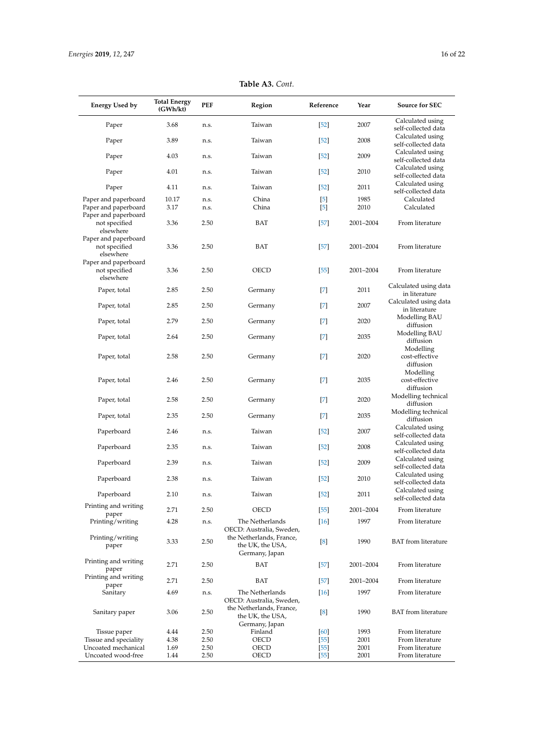**Table A3.** *Cont.*

| Energy Used by | Total Energy (GWh/kt) | PEF | Region | Reference | Year | Source for SEC |
|---|---|---|---|---|---|---|
| Paper | 3.68 | n.s. | Taiwan | [52] | 2007 | Calculated using self-collected data |
| Paper | 3.89 | n.s. | Taiwan | [52] | 2008 | Calculated using self-collected data |
| Paper | 4.03 | n.s. | Taiwan | [52] | 2009 | Calculated using self-collected data |
| Paper | 4.01 | n.s. | Taiwan | [52] | 2010 | Calculated using self-collected data |
| Paper | 4.11 | n.s. | Taiwan | [52] | 2011 | Calculated using self-collected data |
| Paper and paperboard | 10.17 | n.s. | China | [5] | 1985 | Calculated |
| Paper and paperboard | 3.17 | n.s. | China | [5] | 2010 | Calculated |
| Paper and paperboard not specified elsewhere | 3.36 | 2.50 | BAT | [57] | 2001–2004 | From literature |
| Paper and paperboard not specified elsewhere | 3.36 | 2.50 | BAT | [57] | 2001–2004 | From literature |
| Paper and paperboard not specified elsewhere | 3.36 | 2.50 | OECD | [55] | 2001–2004 | From literature |
| Paper, total | 2.85 | 2.50 | Germany | [7] | 2011 | Calculated using data in literature |
| Paper, total | 2.85 | 2.50 | Germany | [7] | 2007 | Calculated using data in literature |
| Paper, total | 2.79 | 2.50 | Germany | [7] | 2020 | Modelling BAU diffusion |
| Paper, total | 2.64 | 2.50 | Germany | [7] | 2035 | Modelling BAU diffusion |
| Paper, total | 2.58 | 2.50 | Germany | [7] | 2020 | Modelling cost-effective diffusion |
| Paper, total | 2.46 | 2.50 | Germany | [7] | 2035 | Modelling cost-effective diffusion |
| Paper, total | 2.58 | 2.50 | Germany | [7] | 2020 | Modelling technical diffusion |
| Paper, total | 2.35 | 2.50 | Germany | [7] | 2035 | Modelling technical diffusion |
| Paperboard | 2.46 | n.s. | Taiwan | [52] | 2007 | Calculated using self-collected data |
| Paperboard | 2.35 | n.s. | Taiwan | [52] | 2008 | Calculated using self-collected data |
| Paperboard | 2.39 | n.s. | Taiwan | [52] | 2009 | Calculated using self-collected data |
| Paperboard | 2.38 | n.s. | Taiwan | [52] | 2010 | Calculated using self-collected data |
| Paperboard | 2.10 | n.s. | Taiwan | [52] | 2011 | Calculated using self-collected data |
| Printing and writing paper | 2.71 | 2.50 | OECD | [55] | 2001–2004 | From literature |
| Printing/writing | 4.28 | n.s. | The Netherlands | [16] | 1997 | From literature |
| Printing/writing paper | 3.33 | 2.50 | OECD: Australia, Sweden, the Netherlands, France, the UK, the USA, Germany, Japan | [8] | 1990 | BAT from literature |
| Printing and writing paper | 2.71 | 2.50 | BAT | [57] | 2001–2004 | From literature |
| Printing and writing paper | 2.71 | 2.50 | BAT | [57] | 2001–2004 | From literature |
| Sanitary | 4.69 | n.s. | The Netherlands | [16] | 1997 | From literature |
| Sanitary paper | 3.06 | 2.50 | OECD: Australia, Sweden, the Netherlands, France, the UK, the USA, Germany, Japan | [8] | 1990 | BAT from literature |
| Tissue paper | 4.44 | 2.50 | Finland | [60] | 1993 | From literature |
| Tissue and speciality | 4.38 | 2.50 | OECD | [55] | 2001 | From literature |
| Uncoated mechanical | 1.69 | 2.50 | OECD | [55] | 2001 | From literature |
| Uncoated wood-free | 1.44 | 2.50 | OECD | [55] | 2001 | From literature |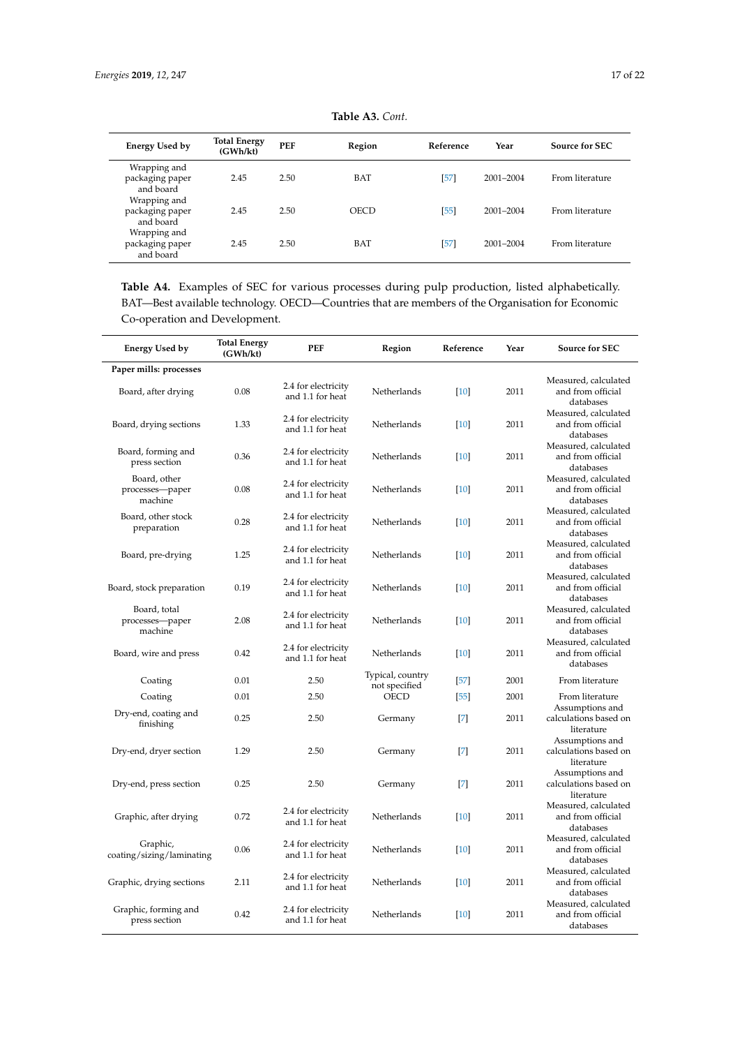**Table A3.** *Cont.*

| Energy Used by | Total Energy (GWh/kt) | PEF | Region | Reference | Year | Source for SEC |
|---|---|---|---|---|---|---|
| Wrapping and packaging paper and board | 2.45 | 2.50 | BAT | [57] | 2001–2004 | From literature |
| Wrapping and packaging paper and board | 2.45 | 2.50 | OECD | [55] | 2001–2004 | From literature |
| Wrapping and packaging paper and board | 2.45 | 2.50 | BAT | [57] | 2001–2004 | From literature |

**Table A4.** Examples of SEC for various processes during pulp production, listed alphabetically. BAT—Best available technology. OECD—Countries that are members of the Organisation for Economic Co-operation and Development.

| Energy Used by | Total Energy (GWh/kt) | PEF | Region | Reference | Year | Source for SEC |
|---|---|---|---|---|---|---|
| **Paper mills: processes** | | | | | | |
| Board, after drying | 0.08 | 2.4 for electricity and 1.1 for heat | Netherlands | [10] | 2011 | Measured, calculated and from official databases |
| Board, drying sections | 1.33 | 2.4 for electricity and 1.1 for heat | Netherlands | [10] | 2011 | Measured, calculated and from official databases |
| Board, forming and press section | 0.36 | 2.4 for electricity and 1.1 for heat | Netherlands | [10] | 2011 | Measured, calculated and from official databases |
| Board, other processes—paper machine | 0.08 | 2.4 for electricity and 1.1 for heat | Netherlands | [10] | 2011 | Measured, calculated and from official databases |
| Board, other stock preparation | 0.28 | 2.4 for electricity and 1.1 for heat | Netherlands | [10] | 2011 | Measured, calculated and from official databases |
| Board, pre-drying | 1.25 | 2.4 for electricity and 1.1 for heat | Netherlands | [10] | 2011 | Measured, calculated and from official databases |
| Board, stock preparation | 0.19 | 2.4 for electricity and 1.1 for heat | Netherlands | [10] | 2011 | Measured, calculated and from official databases |
| Board, total processes—paper machine | 2.08 | 2.4 for electricity and 1.1 for heat | Netherlands | [10] | 2011 | Measured, calculated and from official databases |
| Board, wire and press | 0.42 | 2.4 for electricity and 1.1 for heat | Netherlands | [10] | 2011 | Measured, calculated and from official databases |
| Coating | 0.01 | 2.50 | Typical, country not specified | [57] | 2001 | From literature |
| Coating | 0.01 | 2.50 | OECD | [55] | 2001 | From literature |
| Dry-end, coating and finishing | 0.25 | 2.50 | Germany | [7] | 2011 | Assumptions and calculations based on literature |
| Dry-end, dryer section | 1.29 | 2.50 | Germany | [7] | 2011 | Assumptions and calculations based on literature |
| Dry-end, press section | 0.25 | 2.50 | Germany | [7] | 2011 | Assumptions and calculations based on literature |
| Graphic, after drying | 0.72 | 2.4 for electricity and 1.1 for heat | Netherlands | [10] | 2011 | Measured, calculated and from official databases |
| Graphic, coating/sizing/laminating | 0.06 | 2.4 for electricity and 1.1 for heat | Netherlands | [10] | 2011 | Measured, calculated and from official databases |
| Graphic, drying sections | 2.11 | 2.4 for electricity and 1.1 for heat | Netherlands | [10] | 2011 | Measured, calculated and from official databases |
| Graphic, forming and press section | 0.42 | 2.4 for electricity and 1.1 for heat | Netherlands | [10] | 2011 | Measured, calculated and from official databases |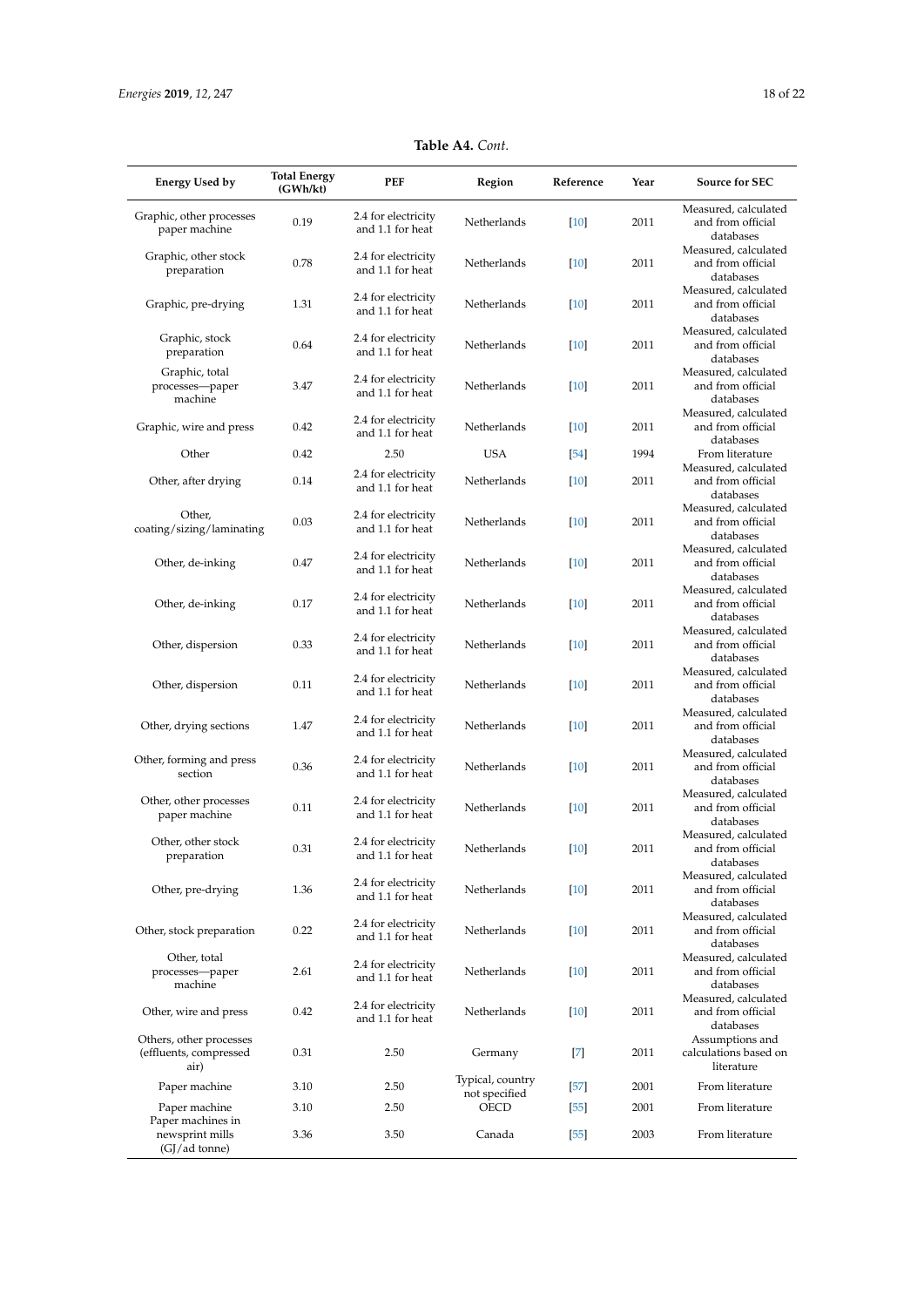**Table A4.** *Cont.*

| Energy Used by | Total Energy (GWh/kt) | PEF | Region | Reference | Year | Source for SEC |
|---|---|---|---|---|---|---|
| Graphic, other processes paper machine | 0.19 | 2.4 for electricity and 1.1 for heat | Netherlands | [10] | 2011 | Measured, calculated and from official databases |
| Graphic, other stock preparation | 0.78 | 2.4 for electricity and 1.1 for heat | Netherlands | [10] | 2011 | Measured, calculated and from official databases |
| Graphic, pre-drying | 1.31 | 2.4 for electricity and 1.1 for heat | Netherlands | [10] | 2011 | Measured, calculated and from official databases |
| Graphic, stock preparation | 0.64 | 2.4 for electricity and 1.1 for heat | Netherlands | [10] | 2011 | Measured, calculated and from official databases |
| Graphic, total processes—paper machine | 3.47 | 2.4 for electricity and 1.1 for heat | Netherlands | [10] | 2011 | Measured, calculated and from official databases |
| Graphic, wire and press | 0.42 | 2.4 for electricity and 1.1 for heat | Netherlands | [10] | 2011 | Measured, calculated and from official databases |
| Other | 0.42 | 2.50 | USA | [54] | 1994 | From literature |
| Other, after drying | 0.14 | 2.4 for electricity and 1.1 for heat | Netherlands | [10] | 2011 | Measured, calculated and from official databases |
| Other, coating/sizing/laminating | 0.03 | 2.4 for electricity and 1.1 for heat | Netherlands | [10] | 2011 | Measured, calculated and from official databases |
| Other, de-inking | 0.47 | 2.4 for electricity and 1.1 for heat | Netherlands | [10] | 2011 | Measured, calculated and from official databases |
| Other, de-inking | 0.17 | 2.4 for electricity and 1.1 for heat | Netherlands | [10] | 2011 | Measured, calculated and from official databases |
| Other, dispersion | 0.33 | 2.4 for electricity and 1.1 for heat | Netherlands | [10] | 2011 | Measured, calculated and from official databases |
| Other, dispersion | 0.11 | 2.4 for electricity and 1.1 for heat | Netherlands | [10] | 2011 | Measured, calculated and from official databases |
| Other, drying sections | 1.47 | 2.4 for electricity and 1.1 for heat | Netherlands | [10] | 2011 | Measured, calculated and from official databases |
| Other, forming and press section | 0.36 | 2.4 for electricity and 1.1 for heat | Netherlands | [10] | 2011 | Measured, calculated and from official databases |
| Other, other processes paper machine | 0.11 | 2.4 for electricity and 1.1 for heat | Netherlands | [10] | 2011 | Measured, calculated and from official databases |
| Other, other stock preparation | 0.31 | 2.4 for electricity and 1.1 for heat | Netherlands | [10] | 2011 | Measured, calculated and from official databases |
| Other, pre-drying | 1.36 | 2.4 for electricity and 1.1 for heat | Netherlands | [10] | 2011 | Measured, calculated and from official databases |
| Other, stock preparation | 0.22 | 2.4 for electricity and 1.1 for heat | Netherlands | [10] | 2011 | Measured, calculated and from official databases |
| Other, total processes—paper machine | 2.61 | 2.4 for electricity and 1.1 for heat | Netherlands | [10] | 2011 | Measured, calculated and from official databases |
| Other, wire and press | 0.42 | 2.4 for electricity and 1.1 for heat | Netherlands | [10] | 2011 | Measured, calculated and from official databases |
| Others, other processes (effluents, compressed air) | 0.31 | 2.50 | Germany | [7] | 2011 | Assumptions and calculations based on literature |
| Paper machine | 3.10 | 2.50 | Typical, country not specified | [57] | 2001 | From literature |
| Paper machine | 3.10 | 2.50 | OECD | [55] | 2001 | From literature |
| Paper machines in newsprint mills (GJ/ad tonne) | 3.36 | 3.50 | Canada | [55] | 2003 | From literature |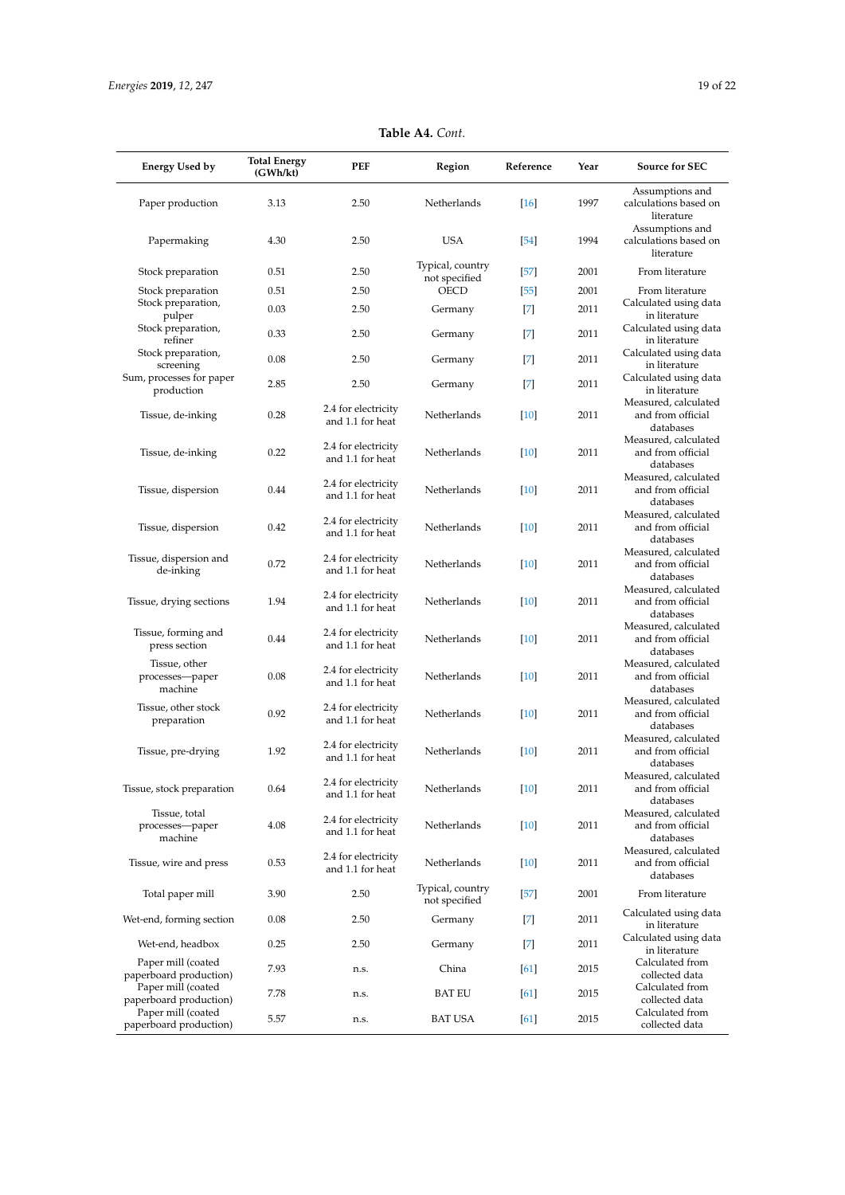**Table A4.** *Cont.*

| Energy Used by | Total Energy (GWh/kt) | PEF | Region | Reference | Year | Source for SEC |
|---|---|---|---|---|---|---|
| Paper production | 3.13 | 2.50 | Netherlands | [16] | 1997 | Assumptions and calculations based on literature |
| Papermaking | 4.30 | 2.50 | USA | [54] | 1994 | Assumptions and calculations based on literature |
| Stock preparation | 0.51 | 2.50 | Typical, country not specified | [57] | 2001 | From literature |
| Stock preparation | 0.51 | 2.50 | OECD | [55] | 2001 | From literature |
| Stock preparation, pulper | 0.03 | 2.50 | Germany | [7] | 2011 | Calculated using data in literature |
| Stock preparation, refiner | 0.33 | 2.50 | Germany | [7] | 2011 | Calculated using data in literature |
| Stock preparation, screening | 0.08 | 2.50 | Germany | [7] | 2011 | Calculated using data in literature |
| Sum, processes for paper production | 2.85 | 2.50 | Germany | [7] | 2011 | Calculated using data in literature |
| Tissue, de-inking | 0.28 | 2.4 for electricity and 1.1 for heat | Netherlands | [10] | 2011 | Measured, calculated and from official databases |
| Tissue, de-inking | 0.22 | 2.4 for electricity and 1.1 for heat | Netherlands | [10] | 2011 | Measured, calculated and from official databases |
| Tissue, dispersion | 0.44 | 2.4 for electricity and 1.1 for heat | Netherlands | [10] | 2011 | Measured, calculated and from official databases |
| Tissue, dispersion | 0.42 | 2.4 for electricity and 1.1 for heat | Netherlands | [10] | 2011 | Measured, calculated and from official databases |
| Tissue, dispersion and de-inking | 0.72 | 2.4 for electricity and 1.1 for heat | Netherlands | [10] | 2011 | Measured, calculated and from official databases |
| Tissue, drying sections | 1.94 | 2.4 for electricity and 1.1 for heat | Netherlands | [10] | 2011 | Measured, calculated and from official databases |
| Tissue, forming and press section | 0.44 | 2.4 for electricity and 1.1 for heat | Netherlands | [10] | 2011 | Measured, calculated and from official databases |
| Tissue, other processes—paper machine | 0.08 | 2.4 for electricity and 1.1 for heat | Netherlands | [10] | 2011 | Measured, calculated and from official databases |
| Tissue, other stock preparation | 0.92 | 2.4 for electricity and 1.1 for heat | Netherlands | [10] | 2011 | Measured, calculated and from official databases |
| Tissue, pre-drying | 1.92 | 2.4 for electricity and 1.1 for heat | Netherlands | [10] | 2011 | Measured, calculated and from official databases |
| Tissue, stock preparation | 0.64 | 2.4 for electricity and 1.1 for heat | Netherlands | [10] | 2011 | Measured, calculated and from official databases |
| Tissue, total processes—paper machine | 4.08 | 2.4 for electricity and 1.1 for heat | Netherlands | [10] | 2011 | Measured, calculated and from official databases |
| Tissue, wire and press | 0.53 | 2.4 for electricity and 1.1 for heat | Netherlands | [10] | 2011 | Measured, calculated and from official databases |
| Total paper mill | 3.90 | 2.50 | Typical, country not specified | [57] | 2001 | From literature |
| Wet-end, forming section | 0.08 | 2.50 | Germany | [7] | 2011 | Calculated using data in literature |
| Wet-end, headbox | 0.25 | 2.50 | Germany | [7] | 2011 | Calculated using data in literature |
| Paper mill (coated paperboard production) | 7.93 | n.s. | China | [61] | 2015 | Calculated from collected data |
| Paper mill (coated paperboard production) | 7.78 | n.s. | BAT EU | [61] | 2015 | Calculated from collected data |
| Paper mill (coated paperboard production) | 5.57 | n.s. | BAT USA | [61] | 2015 | Calculated from collected data |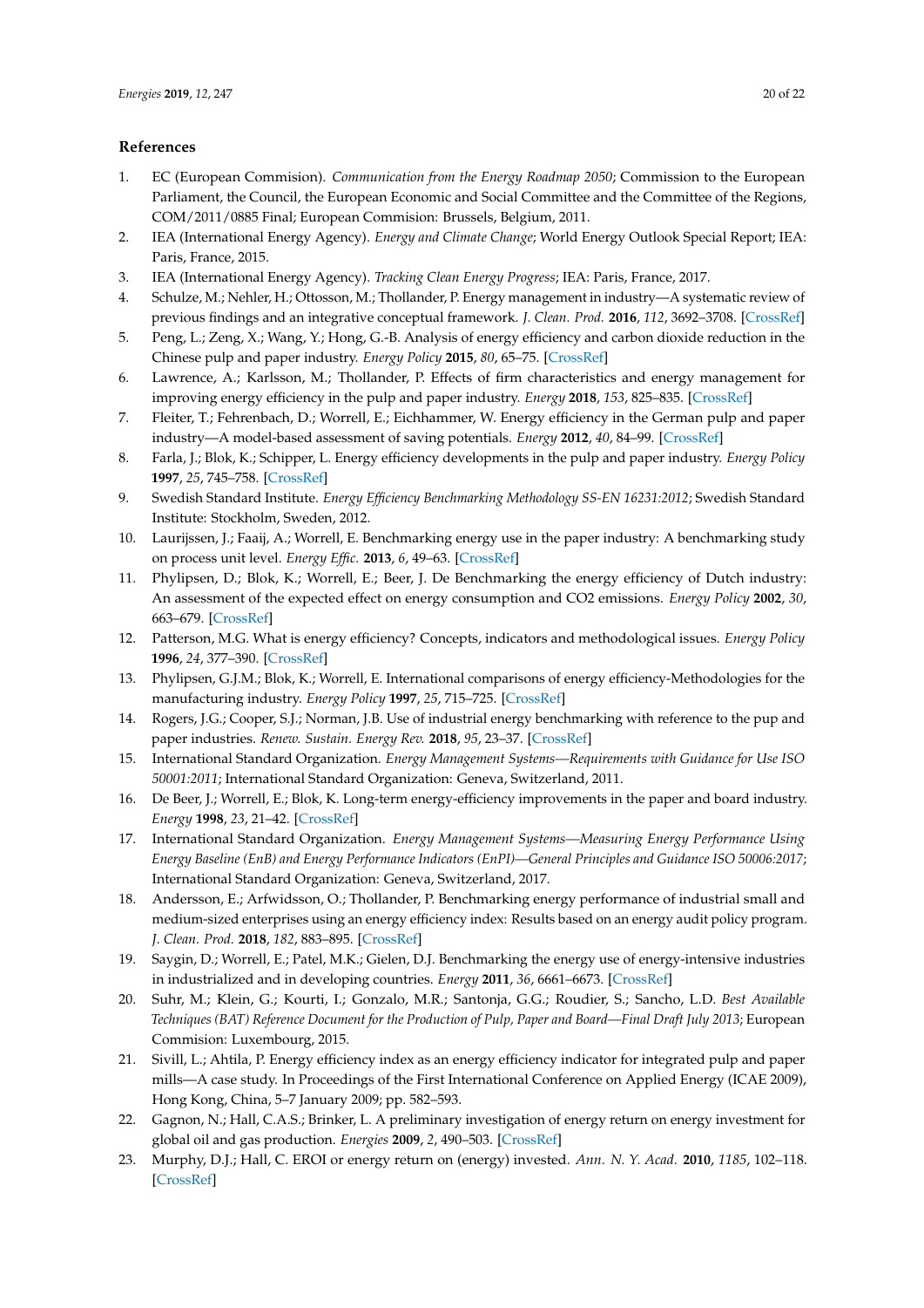## References

1. EC (European Commision). *Communication from the Energy Roadmap 2050*; Commission to the European Parliament, the Council, the European Economic and Social Committee and the Committee of the Regions, COM/2011/0885 Final; European Commision: Brussels, Belgium, 2011.
2. IEA (International Energy Agency). *Energy and Climate Change*; World Energy Outlook Special Report; IEA: Paris, France, 2015.
3. IEA (International Energy Agency). *Tracking Clean Energy Progress*; IEA: Paris, France, 2017.
4. Schulze, M.; Nehler, H.; Ottosson, M.; Thollander, P. Energy management in industry—A systematic review of previous findings and an integrative conceptual framework. *J. Clean. Prod.* **2016**, *112*, 3692–3708. [CrossRef]
5. Peng, L.; Zeng, X.; Wang, Y.; Hong, G.-B. Analysis of energy efficiency and carbon dioxide reduction in the Chinese pulp and paper industry. *Energy Policy* **2015**, *80*, 65–75. [CrossRef]
6. Lawrence, A.; Karlsson, M.; Thollander, P. Effects of firm characteristics and energy management for improving energy efficiency in the pulp and paper industry. *Energy* **2018**, *153*, 825–835. [CrossRef]
7. Fleiter, T.; Fehrenbach, D.; Worrell, E.; Eichhammer, W. Energy efficiency in the German pulp and paper industry—A model-based assessment of saving potentials. *Energy* **2012**, *40*, 84–99. [CrossRef]
8. Farla, J.; Blok, K.; Schipper, L. Energy efficiency developments in the pulp and paper industry. *Energy Policy* **1997**, *25*, 745–758. [CrossRef]
9. Swedish Standard Institute. *Energy Efficiency Benchmarking Methodology SS-EN 16231:2012*; Swedish Standard Institute: Stockholm, Sweden, 2012.
10. Laurijssen, J.; Faaij, A.; Worrell, E. Benchmarking energy use in the paper industry: A benchmarking study on process unit level. *Energy Effic.* **2013**, *6*, 49–63. [CrossRef]
11. Phylipsen, D.; Blok, K.; Worrell, E.; Beer, J. De Benchmarking the energy efficiency of Dutch industry: An assessment of the expected effect on energy consumption and CO2 emissions. *Energy Policy* **2002**, *30*, 663–679. [CrossRef]
12. Patterson, M.G. What is energy efficiency? Concepts, indicators and methodological issues. *Energy Policy* **1996**, *24*, 377–390. [CrossRef]
13. Phylipsen, G.J.M.; Blok, K.; Worrell, E. International comparisons of energy efficiency-Methodologies for the manufacturing industry. *Energy Policy* **1997**, *25*, 715–725. [CrossRef]
14. Rogers, J.G.; Cooper, S.J.; Norman, J.B. Use of industrial energy benchmarking with reference to the pup and paper industries. *Renew. Sustain. Energy Rev.* **2018**, *95*, 23–37. [CrossRef]
15. International Standard Organization. *Energy Management Systems—Requirements with Guidance for Use ISO 50001:2011*; International Standard Organization: Geneva, Switzerland, 2011.
16. De Beer, J.; Worrell, E.; Blok, K. Long-term energy-efficiency improvements in the paper and board industry. *Energy* **1998**, *23*, 21–42. [CrossRef]
17. International Standard Organization. *Energy Management Systems—Measuring Energy Performance Using Energy Baseline (EnB) and Energy Performance Indicators (EnPI)—General Principles and Guidance ISO 50006:2017*; International Standard Organization: Geneva, Switzerland, 2017.
18. Andersson, E.; Arfwidsson, O.; Thollander, P. Benchmarking energy performance of industrial small and medium-sized enterprises using an energy efficiency index: Results based on an energy audit policy program. *J. Clean. Prod.* **2018**, *182*, 883–895. [CrossRef]
19. Saygin, D.; Worrell, E.; Patel, M.K.; Gielen, D.J. Benchmarking the energy use of energy-intensive industries in industrialized and in developing countries. *Energy* **2011**, *36*, 6661–6673. [CrossRef]
20. Suhr, M.; Klein, G.; Kourti, I.; Gonzalo, M.R.; Santonja, G.G.; Roudier, S.; Sancho, L.D. *Best Available Techniques (BAT) Reference Document for the Production of Pulp, Paper and Board—Final Draft July 2013*; European Commision: Luxembourg, 2015.
21. Sivill, L.; Ahtila, P. Energy efficiency index as an energy efficiency indicator for integrated pulp and paper mills—A case study. In Proceedings of the First International Conference on Applied Energy (ICAE 2009), Hong Kong, China, 5–7 January 2009; pp. 582–593.
22. Gagnon, N.; Hall, C.A.S.; Brinker, L. A preliminary investigation of energy return on energy investment for global oil and gas production. *Energies* **2009**, *2*, 490–503. [CrossRef]
23. Murphy, D.J.; Hall, C. EROI or energy return on (energy) invested. *Ann. N. Y. Acad.* **2010**, *1185*, 102–118. [CrossRef]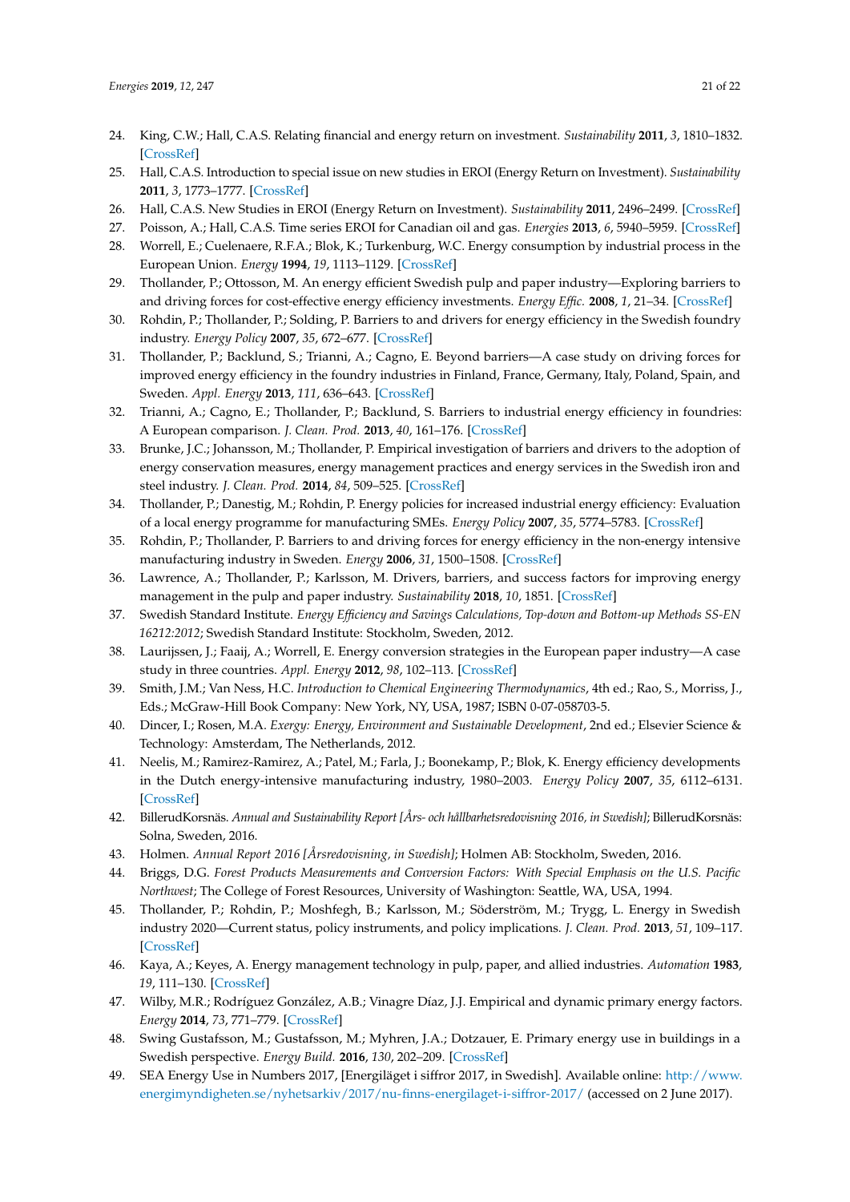24. King, C.W.; Hall, C.A.S. Relating financial and energy return on investment. *Sustainability* **2011**, *3*, 1810–1832. [CrossRef]
25. Hall, C.A.S. Introduction to special issue on new studies in EROI (Energy Return on Investment). *Sustainability* **2011**, *3*, 1773–1777. [CrossRef]
26. Hall, C.A.S. New Studies in EROI (Energy Return on Investment). *Sustainability* **2011**, 2496–2499. [CrossRef]
27. Poisson, A.; Hall, C.A.S. Time series EROI for Canadian oil and gas. *Energies* **2013**, *6*, 5940–5959. [CrossRef]
28. Worrell, E.; Cuelenaere, R.F.A.; Blok, K.; Turkenburg, W.C. Energy consumption by industrial process in the European Union. *Energy* **1994**, *19*, 1113–1129. [CrossRef]
29. Thollander, P.; Ottosson, M. An energy efficient Swedish pulp and paper industry—Exploring barriers to and driving forces for cost-effective energy efficiency investments. *Energy Effic.* **2008**, *1*, 21–34. [CrossRef]
30. Rohdin, P.; Thollander, P.; Solding, P. Barriers to and drivers for energy efficiency in the Swedish foundry industry. *Energy Policy* **2007**, *35*, 672–677. [CrossRef]
31. Thollander, P.; Backlund, S.; Trianni, A.; Cagno, E. Beyond barriers—A case study on driving forces for improved energy efficiency in the foundry industries in Finland, France, Germany, Italy, Poland, Spain, and Sweden. *Appl. Energy* **2013**, *111*, 636–643. [CrossRef]
32. Trianni, A.; Cagno, E.; Thollander, P.; Backlund, S. Barriers to industrial energy efficiency in foundries: A European comparison. *J. Clean. Prod.* **2013**, *40*, 161–176. [CrossRef]
33. Brunke, J.C.; Johansson, M.; Thollander, P. Empirical investigation of barriers and drivers to the adoption of energy conservation measures, energy management practices and energy services in the Swedish iron and steel industry. *J. Clean. Prod.* **2014**, *84*, 509–525. [CrossRef]
34. Thollander, P.; Danestig, M.; Rohdin, P. Energy policies for increased industrial energy efficiency: Evaluation of a local energy programme for manufacturing SMEs. *Energy Policy* **2007**, *35*, 5774–5783. [CrossRef]
35. Rohdin, P.; Thollander, P. Barriers to and driving forces for energy efficiency in the non-energy intensive manufacturing industry in Sweden. *Energy* **2006**, *31*, 1500–1508. [CrossRef]
36. Lawrence, A.; Thollander, P.; Karlsson, M. Drivers, barriers, and success factors for improving energy management in the pulp and paper industry. *Sustainability* **2018**, *10*, 1851. [CrossRef]
37. Swedish Standard Institute. *Energy Efficiency and Savings Calculations, Top-down and Bottom-up Methods SS-EN 16212:2012*; Swedish Standard Institute: Stockholm, Sweden, 2012.
38. Laurijssen, J.; Faaij, A.; Worrell, E. Energy conversion strategies in the European paper industry—A case study in three countries. *Appl. Energy* **2012**, *98*, 102–113. [CrossRef]
39. Smith, J.M.; Van Ness, H.C. *Introduction to Chemical Engineering Thermodynamics*, 4th ed.; Rao, S., Morriss, J., Eds.; McGraw-Hill Book Company: New York, NY, USA, 1987; ISBN 0-07-058703-5.
40. Dincer, I.; Rosen, M.A. *Exergy: Energy, Environment and Sustainable Development*, 2nd ed.; Elsevier Science & Technology: Amsterdam, The Netherlands, 2012.
41. Neelis, M.; Ramirez-Ramirez, A.; Patel, M.; Farla, J.; Boonekamp, P.; Blok, K. Energy efficiency developments in the Dutch energy-intensive manufacturing industry, 1980–2003. *Energy Policy* **2007**, *35*, 6112–6131. [CrossRef]
42. BillerudKorsnäs. *Annual and Sustainability Report [Års- och hållbarhetsredovisning 2016, in Swedish]*; BillerudKorsnäs: Solna, Sweden, 2016.
43. Holmen. *Annual Report 2016 [Årsredovisning, in Swedish]*; Holmen AB: Stockholm, Sweden, 2016.
44. Briggs, D.G. *Forest Products Measurements and Conversion Factors: With Special Emphasis on the U.S. Pacific Northwest*; The College of Forest Resources, University of Washington: Seattle, WA, USA, 1994.
45. Thollander, P.; Rohdin, P.; Moshfegh, B.; Karlsson, M.; Söderström, M.; Trygg, L. Energy in Swedish industry 2020—Current status, policy instruments, and policy implications. *J. Clean. Prod.* **2013**, *51*, 109–117. [CrossRef]
46. Kaya, A.; Keyes, A. Energy management technology in pulp, paper, and allied industries. *Automation* **1983**, *19*, 111–130. [CrossRef]
47. Wilby, M.R.; Rodríguez González, A.B.; Vinagre Díaz, J.J. Empirical and dynamic primary energy factors. *Energy* **2014**, *73*, 771–779. [CrossRef]
48. Swing Gustafsson, M.; Gustafsson, M.; Myhren, J.A.; Dotzauer, E. Primary energy use in buildings in a Swedish perspective. *Energy Build.* **2016**, *130*, 202–209. [CrossRef]
49. SEA Energy Use in Numbers 2017, [Energiläget i siffror 2017, in Swedish]. Available online: http://www.energimyndigheten.se/nyhetsarkiv/2017/nu-finns-energilaget-i-siffror-2017/ (accessed on 2 June 2017).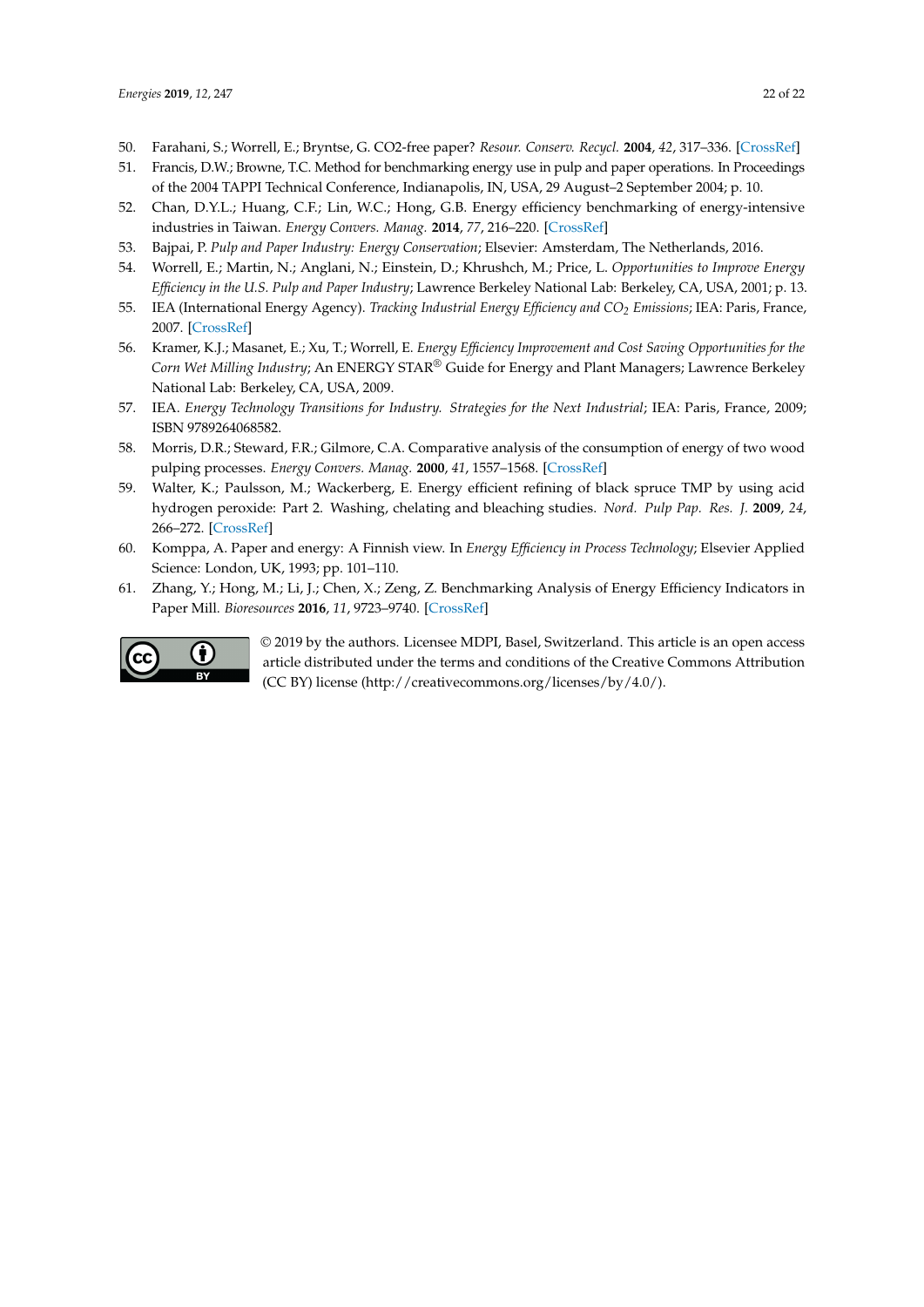50. Farahani, S.; Worrell, E.; Bryntse, G. CO2-free paper? *Resour. Conserv. Recycl.* **2004**, *42*, 317–336. [CrossRef]
51. Francis, D.W.; Browne, T.C. Method for benchmarking energy use in pulp and paper operations. In Proceedings of the 2004 TAPPI Technical Conference, Indianapolis, IN, USA, 29 August–2 September 2004; p. 10.
52. Chan, D.Y.L.; Huang, C.F.; Lin, W.C.; Hong, G.B. Energy efficiency benchmarking of energy-intensive industries in Taiwan. *Energy Convers. Manag.* **2014**, *77*, 216–220. [CrossRef]
53. Bajpai, P. *Pulp and Paper Industry: Energy Conservation*; Elsevier: Amsterdam, The Netherlands, 2016.
54. Worrell, E.; Martin, N.; Anglani, N.; Einstein, D.; Khrushch, M.; Price, L. *Opportunities to Improve Energy Efficiency in the U.S. Pulp and Paper Industry*; Lawrence Berkeley National Lab: Berkeley, CA, USA, 2001; p. 13.
55. IEA (International Energy Agency). *Tracking Industrial Energy Efficiency and $CO_2$ Emissions*; IEA: Paris, France, 2007. [CrossRef]
56. Kramer, K.J.; Masanet, E.; Xu, T.; Worrell, E. *Energy Efficiency Improvement and Cost Saving Opportunities for the Corn Wet Milling Industry*; An ENERGY STAR® Guide for Energy and Plant Managers; Lawrence Berkeley National Lab: Berkeley, CA, USA, 2009.
57. IEA. *Energy Technology Transitions for Industry. Strategies for the Next Industrial*; IEA: Paris, France, 2009; ISBN 9789264068582.
58. Morris, D.R.; Steward, F.R.; Gilmore, C.A. Comparative analysis of the consumption of energy of two wood pulping processes. *Energy Convers. Manag.* **2000**, *41*, 1557–1568. [CrossRef]
59. Walter, K.; Paulsson, M.; Wackerberg, E. Energy efficient refining of black spruce TMP by using acid hydrogen peroxide: Part 2. Washing, chelating and bleaching studies. *Nord. Pulp Pap. Res. J.* **2009**, *24*, 266–272. [CrossRef]
60. Komppa, A. Paper and energy: A Finnish view. In *Energy Efficiency in Process Technology*; Elsevier Applied Science: London, UK, 1993; pp. 101–110.
61. Zhang, Y.; Hong, M.; Li, J.J.; Chen, X.; Zeng, Z. Benchmarking Analysis of Energy Efficiency Indicators in Paper Mill. *Bioresources* **2016**, *11*, 9723–9740. [CrossRef]

© 2019 by the authors. Licensee MDPI, Basel, Switzerland. This article is an open access article distributed under the terms and conditions of the Creative Commons Attribution (CC BY) license (http://creativecommons.org/licenses/by/4.0/).